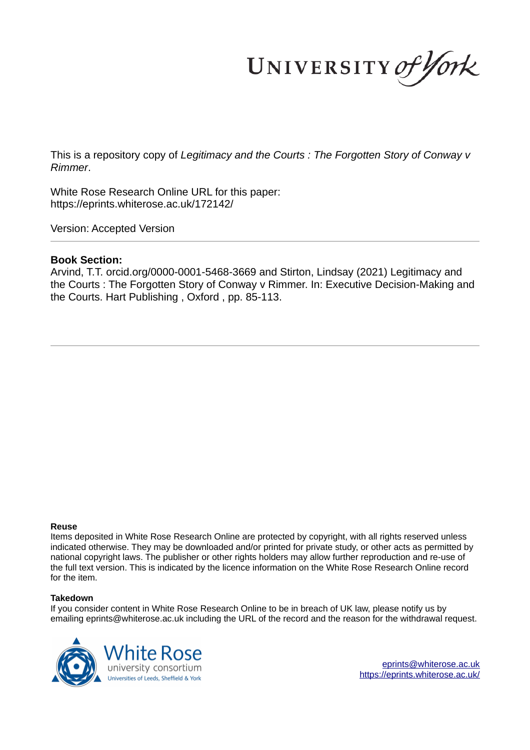UNIVERSITY *of York*

This is a repository copy of *Legitimacy and the Courts : The Forgotten Story of Conway v Rimmer*.

White Rose Research Online URL for this paper:
https://eprints.whiterose.ac.uk/172142/

Version: Accepted Version

---

**Book Section:**

Arvind, T.T. orcid.org/0000-0001-5468-3669 and Stirton, Lindsay (2021) Legitimacy and the Courts : The Forgotten Story of Conway v Rimmer. In: Executive Decision-Making and the Courts. Hart Publishing , Oxford , pp. 85-113.

---

**Reuse**

Items deposited in White Rose Research Online are protected by copyright, with all rights reserved unless indicated otherwise. They may be downloaded and/or printed for private study, or other acts as permitted by national copyright laws. The publisher or other rights holders may allow further reproduction and re-use of the full text version. This is indicated by the licence information on the White Rose Research Online record for the item.

**Takedown**

If you consider content in White Rose Research Online to be in breach of UK law, please notify us by emailing eprints@whiterose.ac.uk including the URL of the record and the reason for the withdrawal request.

White Rose university consortium
Universities of Leeds, Sheffield & York

eprints@whiterose.ac.uk
https://eprints.whiterose.ac.uk/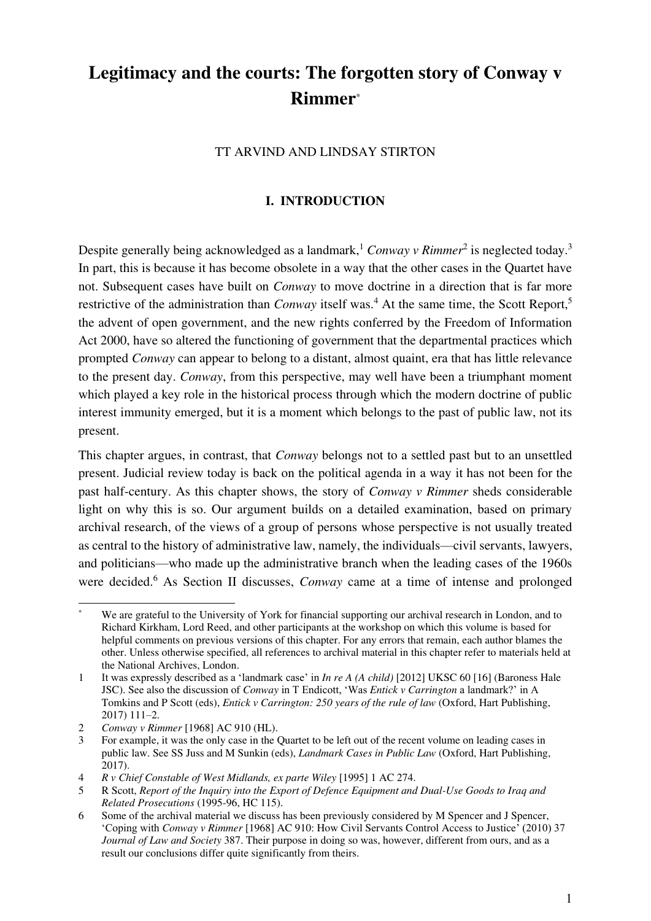# Legitimacy and the courts: The forgotten story of Conway v Rimmer[*]

TT ARVIND AND LINDSAY STIRTON

## I. INTRODUCTION

Despite generally being acknowledged as a landmark,[1] *Conway v Rimmer*[2] is neglected today.[3] In part, this is because it has become obsolete in a way that the other cases in the Quartet have not. Subsequent cases have built on *Conway* to move doctrine in a direction that is far more restrictive of the administration than *Conway* itself was.[4] At the same time, the Scott Report,[5] the advent of open government, and the new rights conferred by the Freedom of Information Act 2000, have so altered the functioning of government that the departmental practices which prompted *Conway* can appear to belong to a distant, almost quaint, era that has little relevance to the present day. *Conway*, from this perspective, may well have been a triumphant moment which played a key role in the historical process through which the modern doctrine of public interest immunity emerged, but it is a moment which belongs to the past of public law, not its present.

This chapter argues, in contrast, that *Conway* belongs not to a settled past but to an unsettled present. Judicial review today is back on the political agenda in a way it has not been for the past half-century. As this chapter shows, the story of *Conway v Rimmer* sheds considerable light on why this is so. Our argument builds on a detailed examination, based on primary archival research, of the views of a group of persons whose perspective is not usually treated as central to the history of administrative law, namely, the individuals—civil servants, lawyers, and politicians—who made up the administrative branch when the leading cases of the 1960s were decided.[6] As Section II discusses, *Conway* came at a time of intense and prolonged

---

[*] We are grateful to the University of York for financial supporting our archival research in London, and to Richard Kirkham, Lord Reed, and other participants at the workshop on which this volume is based for helpful comments on previous versions of this chapter. For any errors that remain, each author blames the other. Unless otherwise specified, all references to archival material in this chapter refer to materials held at the National Archives, London.

1 It was expressly described as a 'landmark case' in *In re A (A child)* [2012] UKSC 60 [16] (Baroness Hale JSC). See also the discussion of *Conway* in T Endicott, 'Was *Entick v Carrington* a landmark?' in A Tomkins and P Scott (eds), *Entick v Carrington: 250 years of the rule of law* (Oxford, Hart Publishing, 2017) 111–2.

2 *Conway v Rimmer* [1968] AC 910 (HL).

3 For example, it was the only case in the Quartet to be left out of the recent volume on leading cases in public law. See SS Juss and M Sunkin (eds), *Landmark Cases in Public Law* (Oxford, Hart Publishing, 2017).

4 *R v Chief Constable of West Midlands, ex parte Wiley* [1995] 1 AC 274.

5 R Scott, *Report of the Inquiry into the Export of Defence Equipment and Dual-Use Goods to Iraq and Related Prosecutions* (1995-96, HC 115).

6 Some of the archival material we discuss has been previously considered by M Spencer and J Spencer, 'Coping with *Conway v Rimmer* [1968] AC 910: How Civil Servants Control Access to Justice' (2010) 37 *Journal of Law and Society* 387. Their purpose in doing so was, however, different from ours, and as a result our conclusions differ quite significantly from theirs.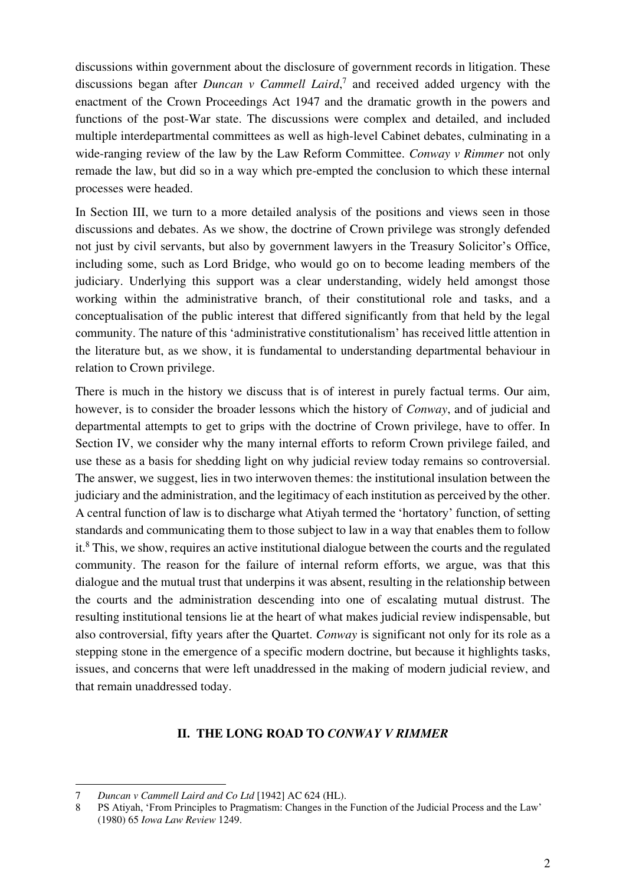discussions within government about the disclosure of government records in litigation. These discussions began after *Duncan v Cammell Laird*,[7] and received added urgency with the enactment of the Crown Proceedings Act 1947 and the dramatic growth in the powers and functions of the post-War state. The discussions were complex and detailed, and included multiple interdepartmental committees as well as high-level Cabinet debates, culminating in a wide-ranging review of the law by the Law Reform Committee. *Conway v Rimmer* not only remade the law, but did so in a way which pre-empted the conclusion to which these internal processes were headed.

In Section III, we turn to a more detailed analysis of the positions and views seen in those discussions and debates. As we show, the doctrine of Crown privilege was strongly defended not just by civil servants, but also by government lawyers in the Treasury Solicitor's Office, including some, such as Lord Bridge, who would go on to become leading members of the judiciary. Underlying this support was a clear understanding, widely held amongst those working within the administrative branch, of their constitutional role and tasks, and a conceptualisation of the public interest that differed significantly from that held by the legal community. The nature of this 'administrative constitutionalism' has received little attention in the literature but, as we show, it is fundamental to understanding departmental behaviour in relation to Crown privilege.

There is much in the history we discuss that is of interest in purely factual terms. Our aim, however, is to consider the broader lessons which the history of *Conway*, and of judicial and departmental attempts to get to grips with the doctrine of Crown privilege, have to offer. In Section IV, we consider why the many internal efforts to reform Crown privilege failed, and use these as a basis for shedding light on why judicial review today remains so controversial. The answer, we suggest, lies in two interwoven themes: the institutional insulation between the judiciary and the administration, and the legitimacy of each institution as perceived by the other. A central function of law is to discharge what Atiyah termed the 'hortatory' function, of setting standards and communicating them to those subject to law in a way that enables them to follow it.[8] This, we show, requires an active institutional dialogue between the courts and the regulated community. The reason for the failure of internal reform efforts, we argue, was that this dialogue and the mutual trust that underpins it was absent, resulting in the relationship between the courts and the administration descending into one of escalating mutual distrust. The resulting institutional tensions lie at the heart of what makes judicial review indispensable, but also controversial, fifty years after the Quartet. *Conway* is significant not only for its role as a stepping stone in the emergence of a specific modern doctrine, but because it highlights tasks, issues, and concerns that were left unaddressed in the making of modern judicial review, and that remain unaddressed today.

## II. THE LONG ROAD TO *CONWAY V RIMMER*

---

7 *Duncan v Cammell Laird and Co Ltd* [1942] AC 624 (HL).

8 PS Atiyah, 'From Principles to Pragmatism: Changes in the Function of the Judicial Process and the Law' (1980) 65 *Iowa Law Review* 1249.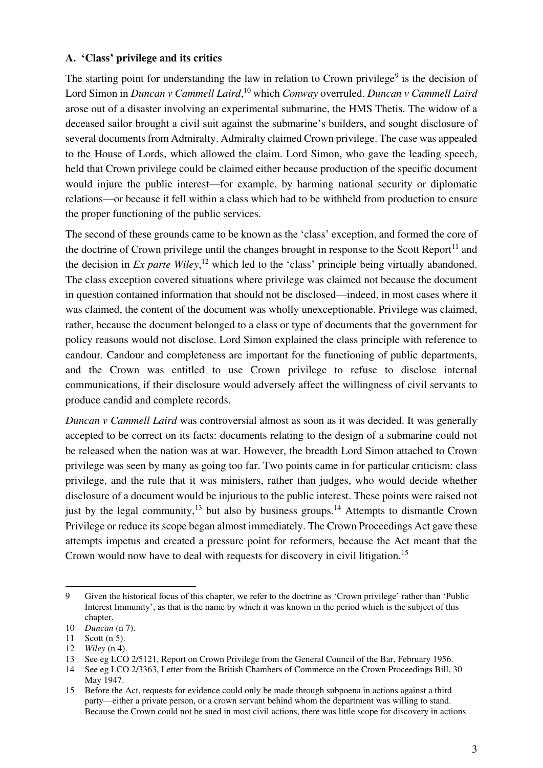### A. 'Class' privilege and its critics

The starting point for understanding the law in relation to Crown privilege[9] is the decision of Lord Simon in *Duncan v Cammell Laird*,[10] which *Conway* overruled. *Duncan v Cammell Laird* arose out of a disaster involving an experimental submarine, the HMS Thetis. The widow of a deceased sailor brought a civil suit against the submarine's builders, and sought disclosure of several documents from Admiralty. Admiralty claimed Crown privilege. The case was appealed to the House of Lords, which allowed the claim. Lord Simon, who gave the leading speech, held that Crown privilege could be claimed either because production of the specific document would injure the public interest—for example, by harming national security or diplomatic relations—or because it fell within a class which had to be withheld from production to ensure the proper functioning of the public services.

The second of these grounds came to be known as the 'class' exception, and formed the core of the doctrine of Crown privilege until the changes brought in response to the Scott Report[11] and the decision in *Ex parte Wiley*,[12] which led to the 'class' principle being virtually abandoned. The class exception covered situations where privilege was claimed not because the document in question contained information that should not be disclosed—indeed, in most cases where it was claimed, the content of the document was wholly unexceptionable. Privilege was claimed, rather, because the document belonged to a class or type of documents that the government for policy reasons would not disclose. Lord Simon explained the class principle with reference to candour. Candour and completeness are important for the functioning of public departments, and the Crown was entitled to use Crown privilege to refuse to disclose internal communications, if their disclosure would adversely affect the willingness of civil servants to produce candid and complete records.

*Duncan v Cammell Laird* was controversial almost as soon as it was decided. It was generally accepted to be correct on its facts: documents relating to the design of a submarine could not be released when the nation was at war. However, the breadth Lord Simon attached to Crown privilege was seen by many as going too far. Two points came in for particular criticism: class privilege, and the rule that it was ministers, rather than judges, who would decide whether disclosure of a document would be injurious to the public interest. These points were raised not just by the legal community,[13] but also by business groups.[14] Attempts to dismantle Crown Privilege or reduce its scope began almost immediately. The Crown Proceedings Act gave these attempts impetus and created a pressure point for reformers, because the Act meant that the Crown would now have to deal with requests for discovery in civil litigation.[15]

---

9 Given the historical focus of this chapter, we refer to the doctrine as 'Crown privilege' rather than 'Public Interest Immunity', as that is the name by which it was known in the period which is the subject of this chapter.

10 *Duncan* (n 7).

11 Scott (n 5).

12 *Wiley* (n 4).

13 See eg LCO 2/5121, Report on Crown Privilege from the General Council of the Bar, February 1956.

14 See eg LCO 2/3363, Letter from the British Chambers of Commerce on the Crown Proceedings Bill, 30 May 1947.

15 Before the Act, requests for evidence could only be made through subpoena in actions against a third party—either a private person, or a crown servant behind whom the department was willing to stand. Because the Crown could not be sued in most civil actions, there was little scope for discovery in actions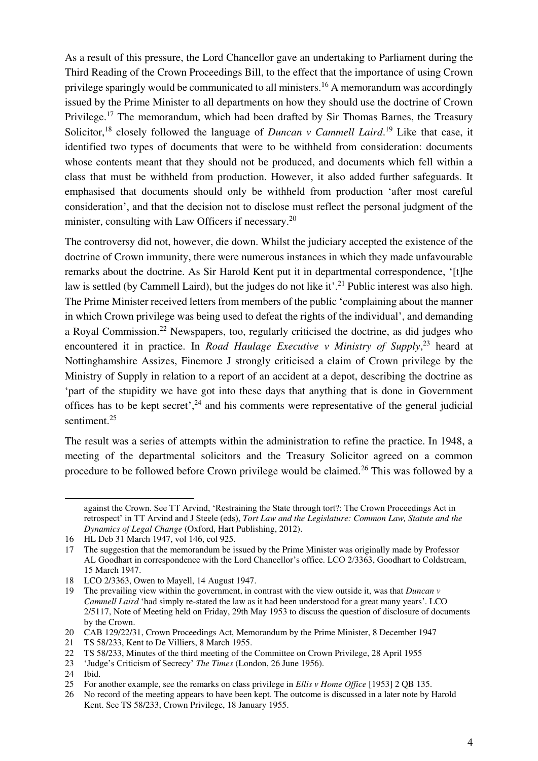As a result of this pressure, the Lord Chancellor gave an undertaking to Parliament during the Third Reading of the Crown Proceedings Bill, to the effect that the importance of using Crown privilege sparingly would be communicated to all ministers.[16] A memorandum was accordingly issued by the Prime Minister to all departments on how they should use the doctrine of Crown Privilege.[17] The memorandum, which had been drafted by Sir Thomas Barnes, the Treasury Solicitor,[18] closely followed the language of *Duncan v Cammell Laird*.[19] Like that case, it identified two types of documents that were to be withheld from consideration: documents whose contents meant that they should not be produced, and documents which fell within a class that must be withheld from production. However, it also added further safeguards. It emphasised that documents should only be withheld from production 'after most careful consideration', and that the decision not to disclose must reflect the personal judgment of the minister, consulting with Law Officers if necessary.[20]

The controversy did not, however, die down. Whilst the judiciary accepted the existence of the doctrine of Crown immunity, there were numerous instances in which they made unfavourable remarks about the doctrine. As Sir Harold Kent put it in departmental correspondence, '[t]he law is settled (by Cammell Laird), but the judges do not like it'.[21] Public interest was also high. The Prime Minister received letters from members of the public 'complaining about the manner in which Crown privilege was being used to defeat the rights of the individual', and demanding a Royal Commission.[22] Newspapers, too, regularly criticised the doctrine, as did judges who encountered it in practice. In *Road Haulage Executive v Ministry of Supply*,[23] heard at Nottinghamshire Assizes, Finemore J strongly criticised a claim of Crown privilege by the Ministry of Supply in relation to a report of an accident at a depot, describing the doctrine as 'part of the stupidity we have got into these days that anything that is done in Government offices has to be kept secret',[24] and his comments were representative of the general judicial sentiment.[25]

The result was a series of attempts within the administration to refine the practice. In 1948, a meeting of the departmental solicitors and the Treasury Solicitor agreed on a common procedure to be followed before Crown privilege would be claimed.[26] This was followed by a

---

against the Crown. See TT Arvind, 'Restraining the State through tort?: The Crown Proceedings Act in retrospect' in TT Arvind and J Steele (eds), *Tort Law and the Legislature: Common Law, Statute and the Dynamics of Legal Change* (Oxford, Hart Publishing, 2012).

16 HL Deb 31 March 1947, vol 146, col 925.

17 The suggestion that the memorandum be issued by the Prime Minister was originally made by Professor AL Goodhart in correspondence with the Lord Chancellor's office. LCO 2/3363, Goodhart to Coldstream, 15 March 1947.

18 LCO 2/3363, Owen to Mayell, 14 August 1947.

19 The prevailing view within the government, in contrast with the view outside it, was that *Duncan v Cammell Laird* 'had simply re-stated the law as it had been understood for a great many years'. LCO 2/5117, Note of Meeting held on Friday, 29th May 1953 to discuss the question of disclosure of documents by the Crown.

20 CAB 129/22/31, Crown Proceedings Act, Memorandum by the Prime Minister, 8 December 1947

21 TS 58/233, Kent to De Villiers, 8 March 1955.

22 TS 58/233, Minutes of the third meeting of the Committee on Crown Privilege, 28 April 1955

23 'Judge's Criticism of Secrecy' *The Times* (London, 26 June 1956).

24 Ibid.

25 For another example, see the remarks on class privilege in *Ellis v Home Office* [1953] 2 QB 135.

26 No record of the meeting appears to have been kept. The outcome is discussed in a later note by Harold Kent. See TS 58/233, Crown Privilege, 18 January 1955.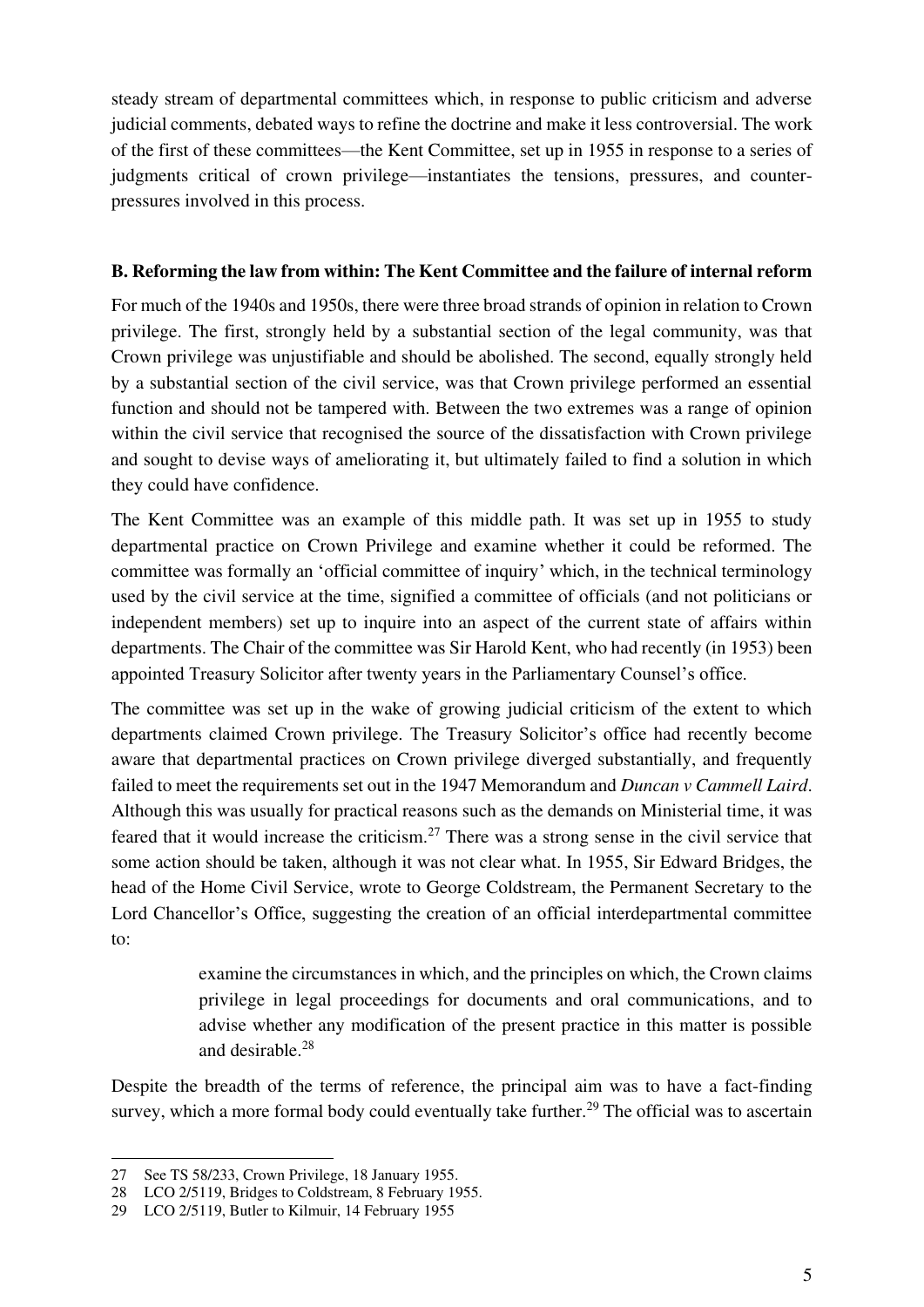steady stream of departmental committees which, in response to public criticism and adverse judicial comments, debated ways to refine the doctrine and make it less controversial. The work of the first of these committees—the Kent Committee, set up in 1955 in response to a series of judgments critical of crown privilege—instantiates the tensions, pressures, and counter-pressures involved in this process.

### B. Reforming the law from within: The Kent Committee and the failure of internal reform

For much of the 1940s and 1950s, there were three broad strands of opinion in relation to Crown privilege. The first, strongly held by a substantial section of the legal community, was that Crown privilege was unjustifiable and should be abolished. The second, equally strongly held by a substantial section of the civil service, was that Crown privilege performed an essential function and should not be tampered with. Between the two extremes was a range of opinion within the civil service that recognised the source of the dissatisfaction with Crown privilege and sought to devise ways of ameliorating it, but ultimately failed to find a solution in which they could have confidence.

The Kent Committee was an example of this middle path. It was set up in 1955 to study departmental practice on Crown Privilege and examine whether it could be reformed. The committee was formally an 'official committee of inquiry' which, in the technical terminology used by the civil service at the time, signified a committee of officials (and not politicians or independent members) set up to inquire into an aspect of the current state of affairs within departments. The Chair of the committee was Sir Harold Kent, who had recently (in 1953) been appointed Treasury Solicitor after twenty years in the Parliamentary Counsel's office.

The committee was set up in the wake of growing judicial criticism of the extent to which departments claimed Crown privilege. The Treasury Solicitor's office had recently become aware that departmental practices on Crown privilege diverged substantially, and frequently failed to meet the requirements set out in the 1947 Memorandum and *Duncan v Cammell Laird*. Although this was usually for practical reasons such as the demands on Ministerial time, it was feared that it would increase the criticism.[27] There was a strong sense in the civil service that some action should be taken, although it was not clear what. In 1955, Sir Edward Bridges, the head of the Home Civil Service, wrote to George Coldstream, the Permanent Secretary to the Lord Chancellor's Office, suggesting the creation of an official interdepartmental committee to:

> examine the circumstances in which, and the principles on which, the Crown claims privilege in legal proceedings for documents and oral communications, and to advise whether any modification of the present practice in this matter is possible and desirable.[28]

Despite the breadth of the terms of reference, the principal aim was to have a fact-finding survey, which a more formal body could eventually take further.[29] The official was to ascertain

---

27 See TS 58/233, Crown Privilege, 18 January 1955.

28 LCO 2/5119, Bridges to Coldstream, 8 February 1955.

29 LCO 2/5119, Butler to Kilmuir, 14 February 1955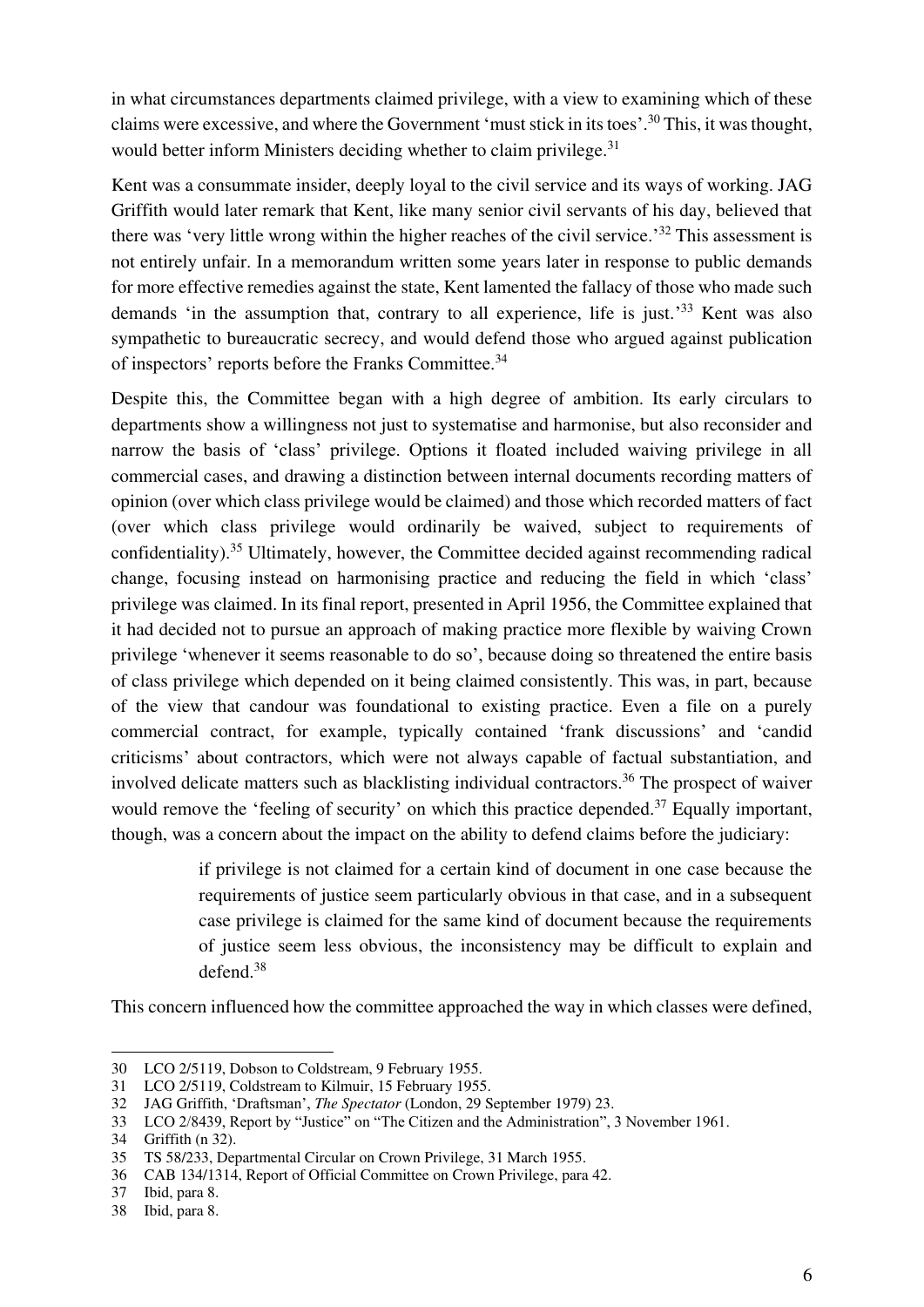in what circumstances departments claimed privilege, with a view to examining which of these claims were excessive, and where the Government 'must stick in its toes'.[30] This, it was thought, would better inform Ministers deciding whether to claim privilege.[31]

Kent was a consummate insider, deeply loyal to the civil service and its ways of working. JAG Griffith would later remark that Kent, like many senior civil servants of his day, believed that there was 'very little wrong within the higher reaches of the civil service.'[32] This assessment is not entirely unfair. In a memorandum written some years later in response to public demands for more effective remedies against the state, Kent lamented the fallacy of those who made such demands 'in the assumption that, contrary to all experience, life is just.'[33] Kent was also sympathetic to bureaucratic secrecy, and would defend those who argued against publication of inspectors' reports before the Franks Committee.[34]

Despite this, the Committee began with a high degree of ambition. Its early circulars to departments show a willingness not just to systematise and harmonise, but also reconsider and narrow the basis of 'class' privilege. Options it floated included waiving privilege in all commercial cases, and drawing a distinction between internal documents recording matters of opinion (over which class privilege would be claimed) and those which recorded matters of fact (over which class privilege would ordinarily be waived, subject to requirements of confidentiality).[35] Ultimately, however, the Committee decided against recommending radical change, focusing instead on harmonising practice and reducing the field in which 'class' privilege was claimed. In its final report, presented in April 1956, the Committee explained that it had decided not to pursue an approach of making practice more flexible by waiving Crown privilege 'whenever it seems reasonable to do so', because doing so threatened the entire basis of class privilege which depended on it being claimed consistently. This was, in part, because of the view that candour was foundational to existing practice. Even a file on a purely commercial contract, for example, typically contained 'frank discussions' and 'candid criticisms' about contractors, which were not always capable of factual substantiation, and involved delicate matters such as blacklisting individual contractors.[36] The prospect of waiver would remove the 'feeling of security' on which this practice depended.[37] Equally important, though, was a concern about the impact on the ability to defend claims before the judiciary:

> if privilege is not claimed for a certain kind of document in one case because the requirements of justice seem particularly obvious in that case, and in a subsequent case privilege is claimed for the same kind of document because the requirements of justice seem less obvious, the inconsistency may be difficult to explain and defend.[38]

This concern influenced how the committee approached the way in which classes were defined,

---

30 LCO 2/5119, Dobson to Coldstream, 9 February 1955.

31 LCO 2/5119, Coldstream to Kilmuir, 15 February 1955.

32 JAG Griffith, 'Draftsman', *The Spectator* (London, 29 September 1979) 23.

33 LCO 2/8439, Report by "Justice" on "The Citizen and the Administration", 3 November 1961.

34 Griffith (n 32).

35 TS 58/233, Departmental Circular on Crown Privilege, 31 March 1955.

36 CAB 134/1314, Report of Official Committee on Crown Privilege, para 42.

37 Ibid, para 8.

38 Ibid, para 8.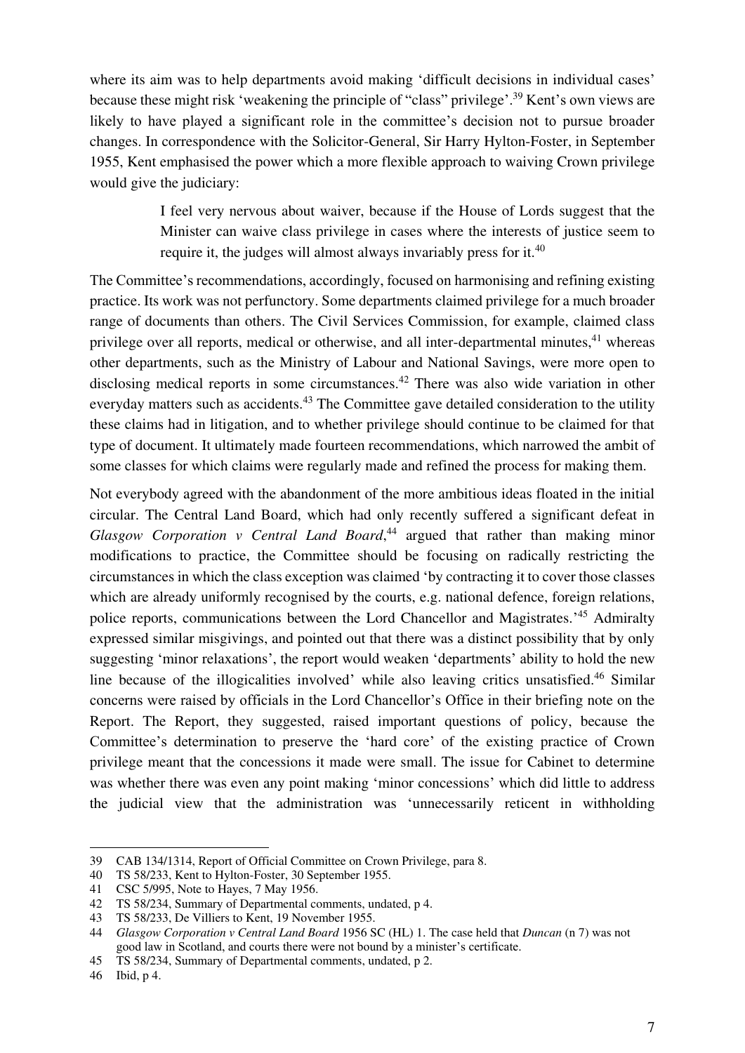where its aim was to help departments avoid making 'difficult decisions in individual cases' because these might risk 'weakening the principle of "class" privilege'.[39] Kent's own views are likely to have played a significant role in the committee's decision not to pursue broader changes. In correspondence with the Solicitor-General, Sir Harry Hylton-Foster, in September 1955, Kent emphasised the power which a more flexible approach to waiving Crown privilege would give the judiciary:

> I feel very nervous about waiver, because if the House of Lords suggest that the Minister can waive class privilege in cases where the interests of justice seem to require it, the judges will almost always invariably press for it.[40]

The Committee's recommendations, accordingly, focused on harmonising and refining existing practice. Its work was not perfunctory. Some departments claimed privilege for a much broader range of documents than others. The Civil Services Commission, for example, claimed class privilege over all reports, medical or otherwise, and all inter-departmental minutes,[41] whereas other departments, such as the Ministry of Labour and National Savings, were more open to disclosing medical reports in some circumstances.[42] There was also wide variation in other everyday matters such as accidents.[43] The Committee gave detailed consideration to the utility these claims had in litigation, and to whether privilege should continue to be claimed for that type of document. It ultimately made fourteen recommendations, which narrowed the ambit of some classes for which claims were regularly made and refined the process for making them.

Not everybody agreed with the abandonment of the more ambitious ideas floated in the initial circular. The Central Land Board, which had only recently suffered a significant defeat in *Glasgow Corporation v Central Land Board*,[44] argued that rather than making minor modifications to practice, the Committee should be focusing on radically restricting the circumstances in which the class exception was claimed 'by contracting it to cover those classes which are already uniformly recognised by the courts, e.g. national defence, foreign relations, police reports, communications between the Lord Chancellor and Magistrates.'[45] Admiralty expressed similar misgivings, and pointed out that there was a distinct possibility that by only suggesting 'minor relaxations', the report would weaken 'departments' ability to hold the new line because of the illogicalities involved' while also leaving critics unsatisfied.[46] Similar concerns were raised by officials in the Lord Chancellor's Office in their briefing note on the Report. The Report, they suggested, raised important questions of policy, because the Committee's determination to preserve the 'hard core' of the existing practice of Crown privilege meant that the concessions it made were small. The issue for Cabinet to determine was whether there was even any point making 'minor concessions' which did little to address the judicial view that the administration was 'unnecessarily reticent in withholding

---

39 CAB 134/1314, Report of Official Committee on Crown Privilege, para 8.

40 TS 58/233, Kent to Hylton-Foster, 30 September 1955.

41 CSC 5/995, Note to Hayes, 7 May 1956.

42 TS 58/234, Summary of Departmental comments, undated, p 4.

43 TS 58/233, De Villiers to Kent, 19 November 1955.

44 *Glasgow Corporation v Central Land Board* 1956 SC (HL) 1. The case held that *Duncan* (n 7) was not good law in Scotland, and courts there were not bound by a minister's certificate.

45 TS 58/234, Summary of Departmental comments, undated, p 2.

46 Ibid, p 4.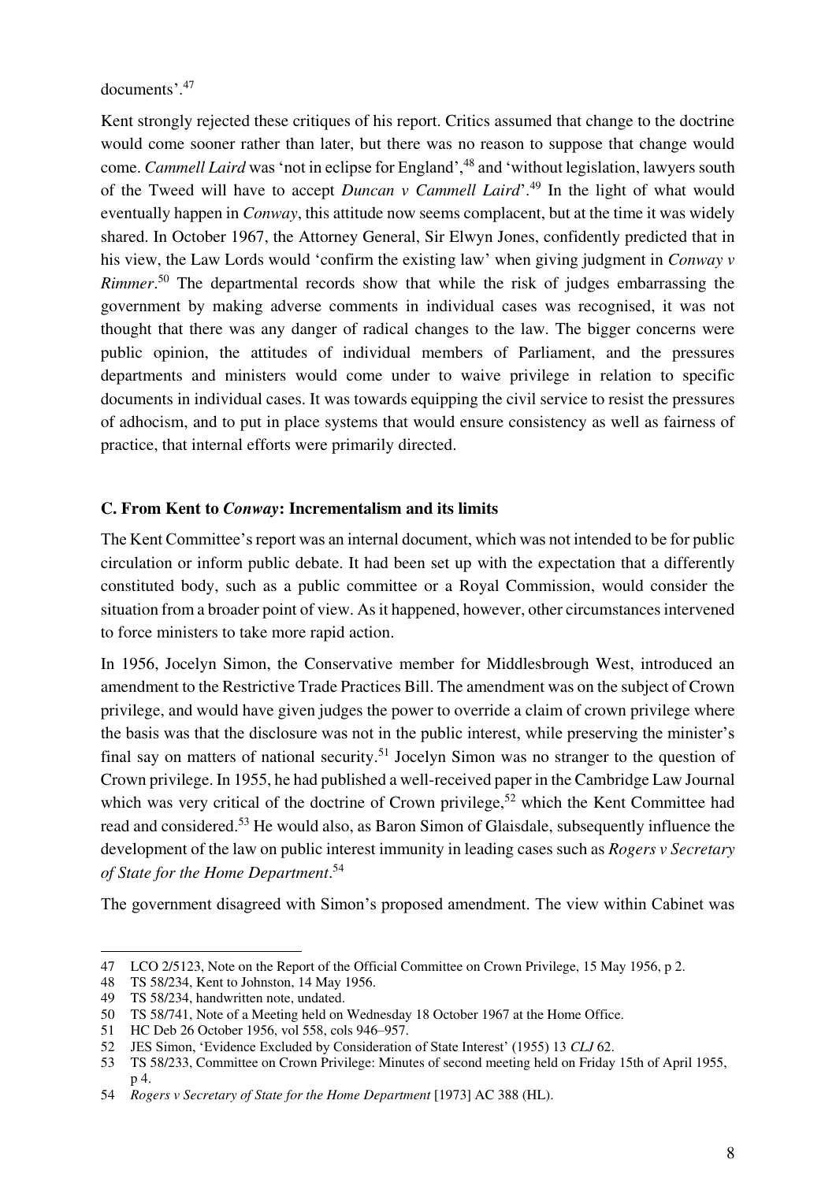documents'.[47]

Kent strongly rejected these critiques of his report. Critics assumed that change to the doctrine would come sooner rather than later, but there was no reason to suppose that change would come. *Cammell Laird* was 'not in eclipse for England',[48] and 'without legislation, lawyers south of the Tweed will have to accept *Duncan v Cammell Laird*'.[49] In the light of what would eventually happen in *Conway*, this attitude now seems complacent, but at the time it was widely shared. In October 1967, the Attorney General, Sir Elwyn Jones, confidently predicted that in his view, the Law Lords would 'confirm the existing law' when giving judgment in *Conway v Rimmer*.[50] The departmental records show that while the risk of judges embarrassing the government by making adverse comments in individual cases was recognised, it was not thought that there was any danger of radical changes to the law. The bigger concerns were public opinion, the attitudes of individual members of Parliament, and the pressures departments and ministers would come under to waive privilege in relation to specific documents in individual cases. It was towards equipping the civil service to resist the pressures of adhocism, and to put in place systems that would ensure consistency as well as fairness of practice, that internal efforts were primarily directed.

### C. From Kent to *Conway*: Incrementalism and its limits

The Kent Committee's report was an internal document, which was not intended to be for public circulation or inform public debate. It had been set up with the expectation that a differently constituted body, such as a public committee or a Royal Commission, would consider the situation from a broader point of view. As it happened, however, other circumstances intervened to force ministers to take more rapid action.

In 1956, Jocelyn Simon, the Conservative member for Middlesbrough West, introduced an amendment to the Restrictive Trade Practices Bill. The amendment was on the subject of Crown privilege, and would have given judges the power to override a claim of crown privilege where the basis was that the disclosure was not in the public interest, while preserving the minister's final say on matters of national security.[51] Jocelyn Simon was no stranger to the question of Crown privilege. In 1955, he had published a well-received paper in the Cambridge Law Journal which was very critical of the doctrine of Crown privilege,[52] which the Kent Committee had read and considered.[53] He would also, as Baron Simon of Glaisdale, subsequently influence the development of the law on public interest immunity in leading cases such as *Rogers v Secretary of State for the Home Department*.[54]

The government disagreed with Simon's proposed amendment. The view within Cabinet was

---

47 LCO 2/5123, Note on the Report of the Official Committee on Crown Privilege, 15 May 1956, p 2.

48 TS 58/234, Kent to Johnston, 14 May 1956.

49 TS 58/234, handwritten note, undated.

50 TS 58/741, Note of a Meeting held on Wednesday 18 October 1967 at the Home Office.

51 HC Deb 26 October 1956, vol 558, cols 946–957.

52 JES Simon, 'Evidence Excluded by Consideration of State Interest' (1955) 13 *CLJ* 62.

53 TS 58/233, Committee on Crown Privilege: Minutes of second meeting held on Friday 15th of April 1955, p 4.

54 *Rogers v Secretary of State for the Home Department* [1973] AC 388 (HL).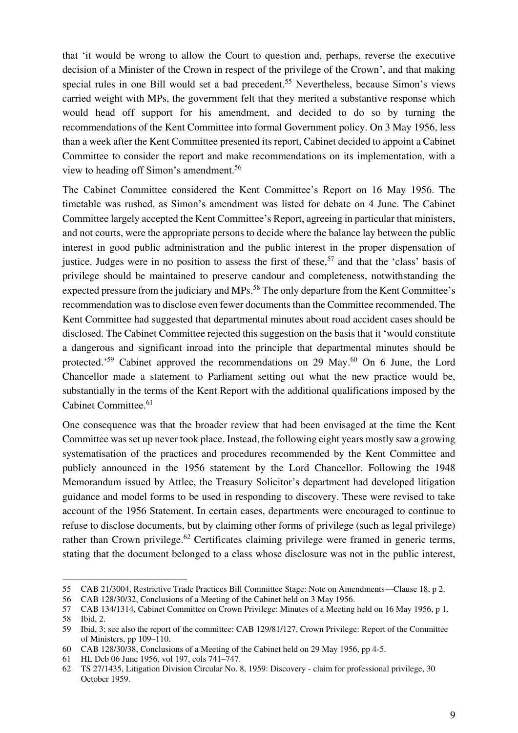that 'it would be wrong to allow the Court to question and, perhaps, reverse the executive decision of a Minister of the Crown in respect of the privilege of the Crown', and that making special rules in one Bill would set a bad precedent.[55] Nevertheless, because Simon's views carried weight with MPs, the government felt that they merited a substantive response which would head off support for his amendment, and decided to do so by turning the recommendations of the Kent Committee into formal Government policy. On 3 May 1956, less than a week after the Kent Committee presented its report, Cabinet decided to appoint a Cabinet Committee to consider the report and make recommendations on its implementation, with a view to heading off Simon's amendment.[56]

The Cabinet Committee considered the Kent Committee's Report on 16 May 1956. The timetable was rushed, as Simon's amendment was listed for debate on 4 June. The Cabinet Committee largely accepted the Kent Committee's Report, agreeing in particular that ministers, and not courts, were the appropriate persons to decide where the balance lay between the public interest in good public administration and the public interest in the proper dispensation of justice. Judges were in no position to assess the first of these,[57] and that the 'class' basis of privilege should be maintained to preserve candour and completeness, notwithstanding the expected pressure from the judiciary and MPs.[58] The only departure from the Kent Committee's recommendation was to disclose even fewer documents than the Committee recommended. The Kent Committee had suggested that departmental minutes about road accident cases should be disclosed. The Cabinet Committee rejected this suggestion on the basis that it 'would constitute a dangerous and significant inroad into the principle that departmental minutes should be protected.'[59] Cabinet approved the recommendations on 29 May.[60] On 6 June, the Lord Chancellor made a statement to Parliament setting out what the new practice would be, substantially in the terms of the Kent Report with the additional qualifications imposed by the Cabinet Committee.[61]

One consequence was that the broader review that had been envisaged at the time the Kent Committee was set up never took place. Instead, the following eight years mostly saw a growing systematisation of the practices and procedures recommended by the Kent Committee and publicly announced in the 1956 statement by the Lord Chancellor. Following the 1948 Memorandum issued by Attlee, the Treasury Solicitor's department had developed litigation guidance and model forms to be used in responding to discovery. These were revised to take account of the 1956 Statement. In certain cases, departments were encouraged to continue to refuse to disclose documents, but by claiming other forms of privilege (such as legal privilege) rather than Crown privilege.[62] Certificates claiming privilege were framed in generic terms, stating that the document belonged to a class whose disclosure was not in the public interest,

---

55 CAB 21/3004, Restrictive Trade Practices Bill Committee Stage: Note on Amendments—Clause 18, p 2.

56 CAB 128/30/32, Conclusions of a Meeting of the Cabinet held on 3 May 1956.

57 CAB 134/1314, Cabinet Committee on Crown Privilege: Minutes of a Meeting held on 16 May 1956, p 1.

58 Ibid, 2.

59 Ibid, 3; see also the report of the committee: CAB 129/81/127, Crown Privilege: Report of the Committee of Ministers, pp 109–110.

60 CAB 128/30/38, Conclusions of a Meeting of the Cabinet held on 29 May 1956, pp 4-5.

61 HL Deb 06 June 1956, vol 197, cols 741–747.

62 TS 27/1435, Litigation Division Circular No. 8, 1959: Discovery - claim for professional privilege, 30 October 1959.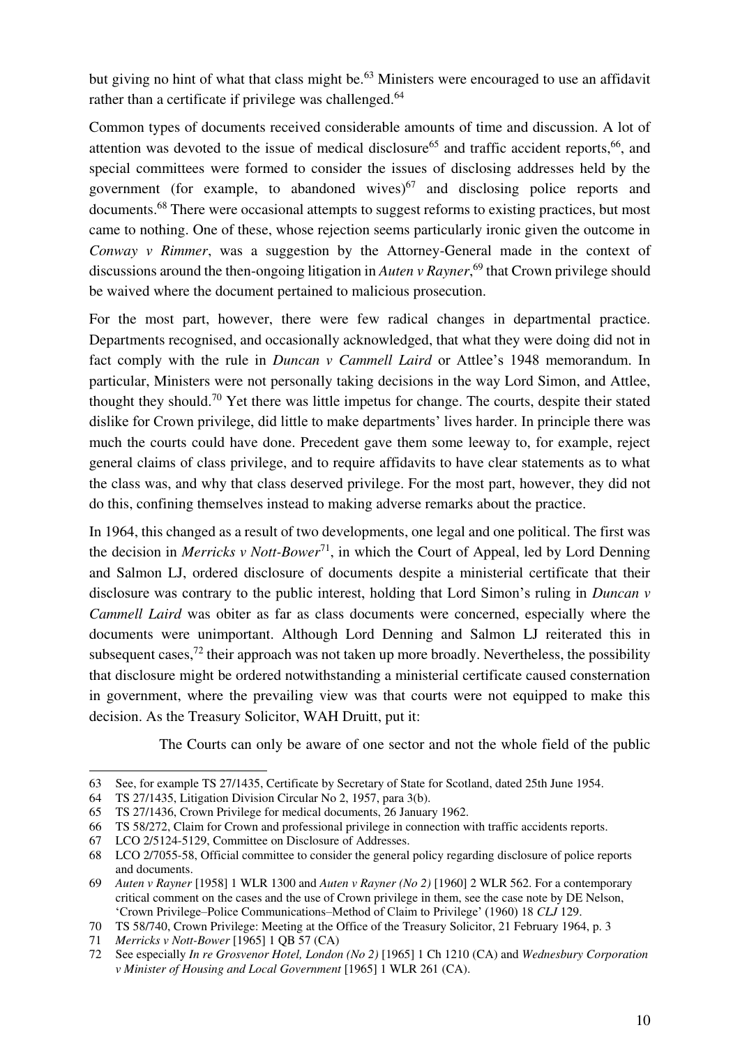but giving no hint of what that class might be.[63] Ministers were encouraged to use an affidavit rather than a certificate if privilege was challenged.[64]

Common types of documents received considerable amounts of time and discussion. A lot of attention was devoted to the issue of medical disclosure[65] and traffic accident reports,[66], and special committees were formed to consider the issues of disclosing addresses held by the government (for example, to abandoned wives)[67] and disclosing police reports and documents.[68] There were occasional attempts to suggest reforms to existing practices, but most came to nothing. One of these, whose rejection seems particularly ironic given the outcome in *Conway v Rimmer*, was a suggestion by the Attorney-General made in the context of discussions around the then-ongoing litigation in *Auten v Rayner*,[69] that Crown privilege should be waived where the document pertained to malicious prosecution.

For the most part, however, there were few radical changes in departmental practice. Departments recognised, and occasionally acknowledged, that what they were doing did not in fact comply with the rule in *Duncan v Cammell Laird* or Attlee's 1948 memorandum. In particular, Ministers were not personally taking decisions in the way Lord Simon, and Attlee, thought they should.[70] Yet there was little impetus for change. The courts, despite their stated dislike for Crown privilege, did little to make departments' lives harder. In principle there was much the courts could have done. Precedent gave them some leeway to, for example, reject general claims of class privilege, and to require affidavits to have clear statements as to what the class was, and why that class deserved privilege. For the most part, however, they did not do this, confining themselves instead to making adverse remarks about the practice.

In 1964, this changed as a result of two developments, one legal and one political. The first was the decision in *Merricks v Nott-Bower*[71], in which the Court of Appeal, led by Lord Denning and Salmon LJ, ordered disclosure of documents despite a ministerial certificate that their disclosure was contrary to the public interest, holding that Lord Simon's ruling in *Duncan v Cammell Laird* was obiter as far as class documents were concerned, especially where the documents were unimportant. Although Lord Denning and Salmon LJ reiterated this in subsequent cases,[72] their approach was not taken up more broadly. Nevertheless, the possibility that disclosure might be ordered notwithstanding a ministerial certificate caused consternation in government, where the prevailing view was that courts were not equipped to make this decision. As the Treasury Solicitor, WAH Druitt, put it:

> The Courts can only be aware of one sector and not the whole field of the public

---

63 See, for example TS 27/1435, Certificate by Secretary of State for Scotland, dated 25th June 1954.

64 TS 27/1435, Litigation Division Circular No 2, 1957, para 3(b).

65 TS 27/1436, Crown Privilege for medical documents, 26 January 1962.

66 TS 58/272, Claim for Crown and professional privilege in connection with traffic accidents reports.

67 LCO 2/5124-5129, Committee on Disclosure of Addresses.

68 LCO 2/7055-58, Official committee to consider the general policy regarding disclosure of police reports and documents.

69 *Auten v Rayner* [1958] 1 WLR 1300 and *Auten v Rayner (No 2)* [1960] 2 WLR 562. For a contemporary critical comment on the cases and the use of Crown privilege in them, see the case note by DE Nelson, 'Crown Privilege–Police Communications–Method of Claim to Privilege' (1960) 18 *CLJ* 129.

70 TS 58/740, Crown Privilege: Meeting at the Office of the Treasury Solicitor, 21 February 1964, p. 3

71 *Merricks v Nott-Bower* [1965] 1 QB 57 (CA)

72 See especially *In re Grosvenor Hotel, London (No 2)* [1965] 1 Ch 1210 (CA) and *Wednesbury Corporation v Minister of Housing and Local Government* [1965] 1 WLR 261 (CA).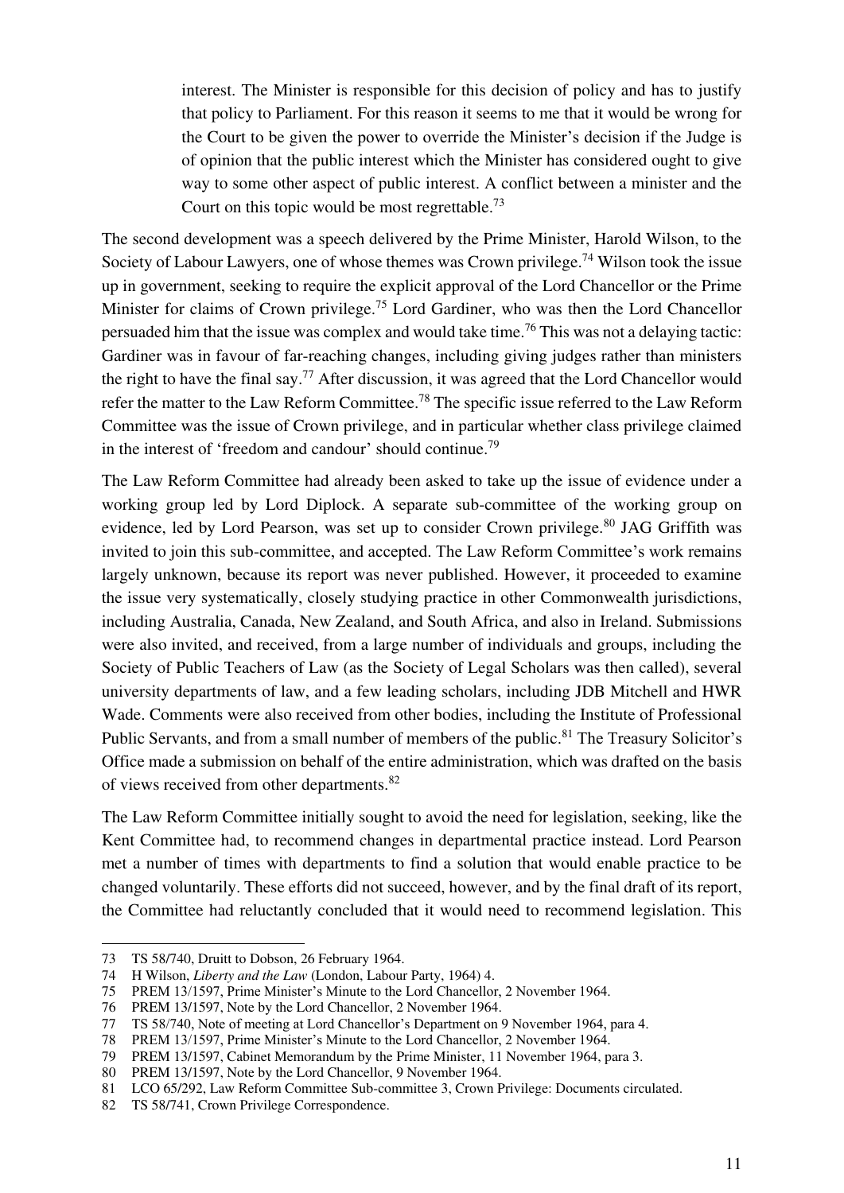> interest. The Minister is responsible for this decision of policy and has to justify that policy to Parliament. For this reason it seems to me that it would be wrong for the Court to be given the power to override the Minister's decision if the Judge is of opinion that the public interest which the Minister has considered ought to give way to some other aspect of public interest. A conflict between a minister and the Court on this topic would be most regrettable.[73]

The second development was a speech delivered by the Prime Minister, Harold Wilson, to the Society of Labour Lawyers, one of whose themes was Crown privilege.[74] Wilson took the issue up in government, seeking to require the explicit approval of the Lord Chancellor or the Prime Minister for claims of Crown privilege.[75] Lord Gardiner, who was then the Lord Chancellor persuaded him that the issue was complex and would take time.[76] This was not a delaying tactic: Gardiner was in favour of far-reaching changes, including giving judges rather than ministers the right to have the final say.[77] After discussion, it was agreed that the Lord Chancellor would refer the matter to the Law Reform Committee.[78] The specific issue referred to the Law Reform Committee was the issue of Crown privilege, and in particular whether class privilege claimed in the interest of 'freedom and candour' should continue.[79]

The Law Reform Committee had already been asked to take up the issue of evidence under a working group led by Lord Diplock. A separate sub-committee of the working group on evidence, led by Lord Pearson, was set up to consider Crown privilege.[80] JAG Griffith was invited to join this sub-committee, and accepted. The Law Reform Committee's work remains largely unknown, because its report was never published. However, it proceeded to examine the issue very systematically, closely studying practice in other Commonwealth jurisdictions, including Australia, Canada, New Zealand, and South Africa, and also in Ireland. Submissions were also invited, and received, from a large number of individuals and groups, including the Society of Public Teachers of Law (as the Society of Legal Scholars was then called), several university departments of law, and a few leading scholars, including JDB Mitchell and HWR Wade. Comments were also received from other bodies, including the Institute of Professional Public Servants, and from a small number of members of the public.[81] The Treasury Solicitor's Office made a submission on behalf of the entire administration, which was drafted on the basis of views received from other departments.[82]

The Law Reform Committee initially sought to avoid the need for legislation, seeking, like the Kent Committee had, to recommend changes in departmental practice instead. Lord Pearson met a number of times with departments to find a solution that would enable practice to be changed voluntarily. These efforts did not succeed, however, and by the final draft of its report, the Committee had reluctantly concluded that it would need to recommend legislation. This

---

73 TS 58/740, Druitt to Dobson, 26 February 1964.

74 H Wilson, *Liberty and the Law* (London, Labour Party, 1964) 4.

75 PREM 13/1597, Prime Minister's Minute to the Lord Chancellor, 2 November 1964.

76 PREM 13/1597, Note by the Lord Chancellor, 2 November 1964.

77 TS 58/740, Note of meeting at Lord Chancellor's Department on 9 November 1964, para 4.

78 PREM 13/1597, Prime Minister's Minute to the Lord Chancellor, 2 November 1964.

79 PREM 13/1597, Cabinet Memorandum by the Prime Minister, 11 November 1964, para 3.

80 PREM 13/1597, Note by the Lord Chancellor, 9 November 1964.

81 LCO 65/292, Law Reform Committee Sub-committee 3, Crown Privilege: Documents circulated.

82 TS 58/741, Crown Privilege Correspondence.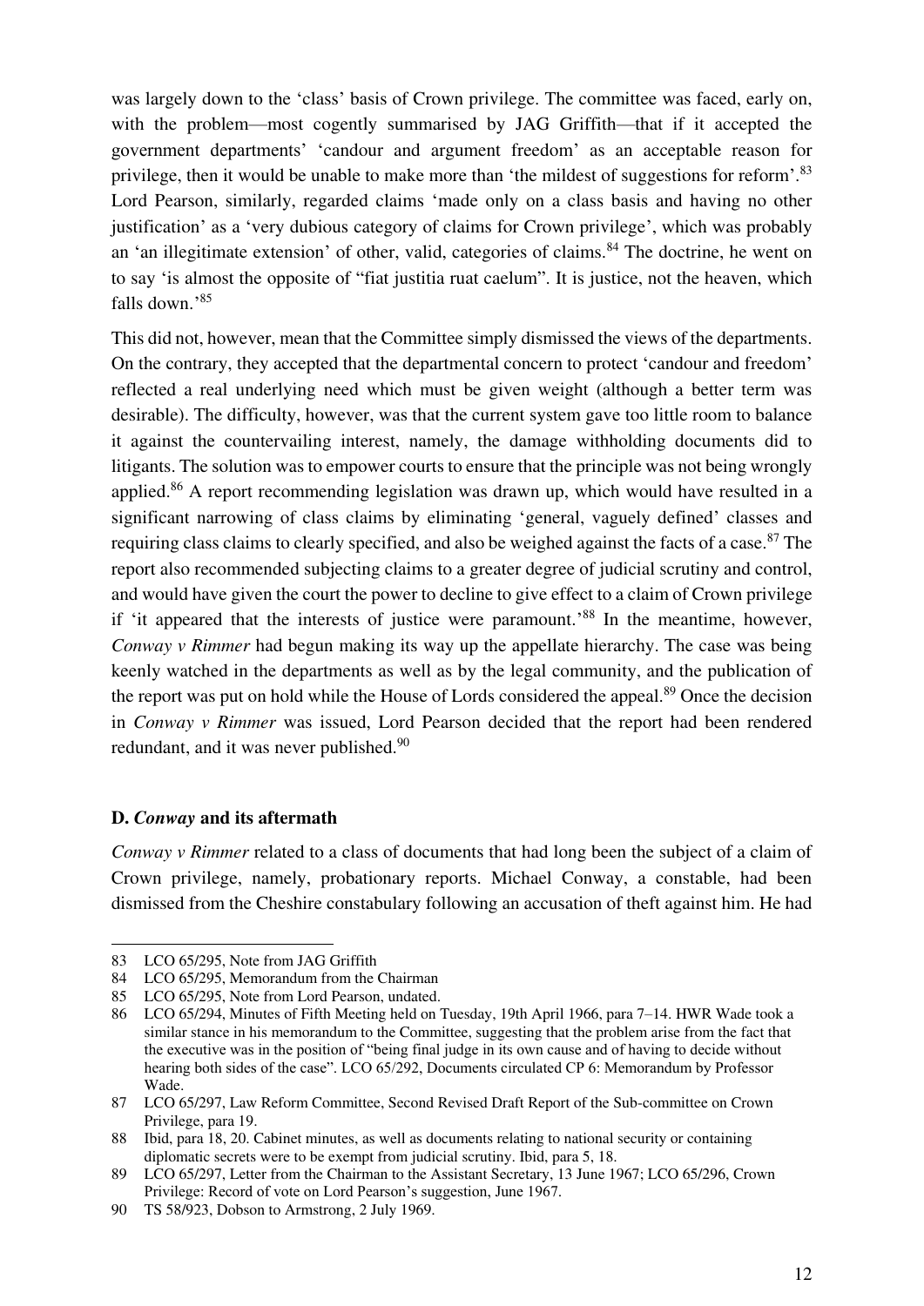was largely down to the 'class' basis of Crown privilege. The committee was faced, early on, with the problem—most cogently summarised by JAG Griffith—that if it accepted the government departments' 'candour and argument freedom' as an acceptable reason for privilege, then it would be unable to make more than 'the mildest of suggestions for reform'.[83] Lord Pearson, similarly, regarded claims 'made only on a class basis and having no other justification' as a 'very dubious category of claims for Crown privilege', which was probably an 'an illegitimate extension' of other, valid, categories of claims.[84] The doctrine, he went on to say 'is almost the opposite of "fiat justitia ruat caelum". It is justice, not the heaven, which falls down.'[85]

This did not, however, mean that the Committee simply dismissed the views of the departments. On the contrary, they accepted that the departmental concern to protect 'candour and freedom' reflected a real underlying need which must be given weight (although a better term was desirable). The difficulty, however, was that the current system gave too little room to balance it against the countervailing interest, namely, the damage withholding documents did to litigants. The solution was to empower courts to ensure that the principle was not being wrongly applied.[86] A report recommending legislation was drawn up, which would have resulted in a significant narrowing of class claims by eliminating 'general, vaguely defined' classes and requiring class claims to clearly specified, and also be weighed against the facts of a case.[87] The report also recommended subjecting claims to a greater degree of judicial scrutiny and control, and would have given the court the power to decline to give effect to a claim of Crown privilege if 'it appeared that the interests of justice were paramount.'[88] In the meantime, however, *Conway v Rimmer* had begun making its way up the appellate hierarchy. The case was being keenly watched in the departments as well as by the legal community, and the publication of the report was put on hold while the House of Lords considered the appeal.[89] Once the decision in *Conway v Rimmer* was issued, Lord Pearson decided that the report had been rendered redundant, and it was never published.[90]

### D. *Conway* and its aftermath

*Conway v Rimmer* related to a class of documents that had long been the subject of a claim of Crown privilege, namely, probationary reports. Michael Conway, a constable, had been dismissed from the Cheshire constabulary following an accusation of theft against him. He had

---

83 LCO 65/295, Note from JAG Griffith

84 LCO 65/295, Memorandum from the Chairman

85 LCO 65/295, Note from Lord Pearson, undated.

86 LCO 65/294, Minutes of Fifth Meeting held on Tuesday, 19th April 1966, para 7–14. HWR Wade took a similar stance in his memorandum to the Committee, suggesting that the problem arise from the fact that the executive was in the position of "being final judge in its own cause and of having to decide without hearing both sides of the case". LCO 65/292, Documents circulated CP 6: Memorandum by Professor Wade.

87 LCO 65/297, Law Reform Committee, Second Revised Draft Report of the Sub-committee on Crown Privilege, para 19.

88 Ibid, para 18, 20. Cabinet minutes, as well as documents relating to national security or containing diplomatic secrets were to be exempt from judicial scrutiny. Ibid, para 5, 18.

89 LCO 65/297, Letter from the Chairman to the Assistant Secretary, 13 June 1967; LCO 65/296, Crown Privilege: Record of vote on Lord Pearson's suggestion, June 1967.

90 TS 58/923, Dobson to Armstrong, 2 July 1969.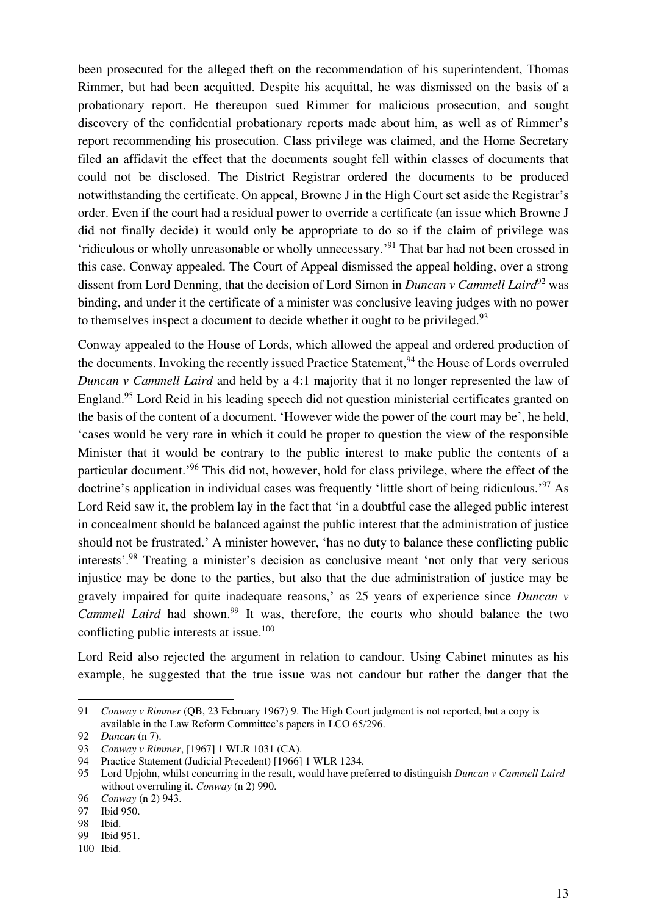been prosecuted for the alleged theft on the recommendation of his superintendent, Thomas Rimmer, but had been acquitted. Despite his acquittal, he was dismissed on the basis of a probationary report. He thereupon sued Rimmer for malicious prosecution, and sought discovery of the confidential probationary reports made about him, as well as of Rimmer's report recommending his prosecution. Class privilege was claimed, and the Home Secretary filed an affidavit the effect that the documents sought fell within classes of documents that could not be disclosed. The District Registrar ordered the documents to be produced notwithstanding the certificate. On appeal, Browne J in the High Court set aside the Registrar's order. Even if the court had a residual power to override a certificate (an issue which Browne J did not finally decide) it would only be appropriate to do so if the claim of privilege was 'ridiculous or wholly unreasonable or wholly unnecessary.'[91] That bar had not been crossed in this case. Conway appealed. The Court of Appeal dismissed the appeal holding, over a strong dissent from Lord Denning, that the decision of Lord Simon in *Duncan v Cammell Laird*[92] was binding, and under it the certificate of a minister was conclusive leaving judges with no power to themselves inspect a document to decide whether it ought to be privileged.[93]

Conway appealed to the House of Lords, which allowed the appeal and ordered production of the documents. Invoking the recently issued Practice Statement,[94] the House of Lords overruled *Duncan v Cammell Laird* and held by a 4:1 majority that it no longer represented the law of England.[95] Lord Reid in his leading speech did not question ministerial certificates granted on the basis of the content of a document. 'However wide the power of the court may be', he held, 'cases would be very rare in which it could be proper to question the view of the responsible Minister that it would be contrary to the public interest to make public the contents of a particular document.'[96] This did not, however, hold for class privilege, where the effect of the doctrine's application in individual cases was frequently 'little short of being ridiculous.'[97] As Lord Reid saw it, the problem lay in the fact that 'in a doubtful case the alleged public interest in concealment should be balanced against the public interest that the administration of justice should not be frustrated.' A minister however, 'has no duty to balance these conflicting public interests'.[98] Treating a minister's decision as conclusive meant 'not only that very serious injustice may be done to the parties, but also that the due administration of justice may be gravely impaired for quite inadequate reasons,' as 25 years of experience since *Duncan v Cammell Laird* had shown.[99] It was, therefore, the courts who should balance the two conflicting public interests at issue.[100]

Lord Reid also rejected the argument in relation to candour. Using Cabinet minutes as his example, he suggested that the true issue was not candour but rather the danger that the

---

91 *Conway v Rimmer* (QB, 23 February 1967) 9. The High Court judgment is not reported, but a copy is available in the Law Reform Committee's papers in LCO 65/296.

92 *Duncan* (n 7).

93 *Conway v Rimmer*, [1967] 1 WLR 1031 (CA).

94 Practice Statement (Judicial Precedent) [1966] 1 WLR 1234.

95 Lord Upjohn, whilst concurring in the result, would have preferred to distinguish *Duncan v Cammell Laird* without overruling it. *Conway* (n 2) 990.

96 *Conway* (n 2) 943.

97 Ibid 950.

98 Ibid.

99 Ibid 951.

100 Ibid.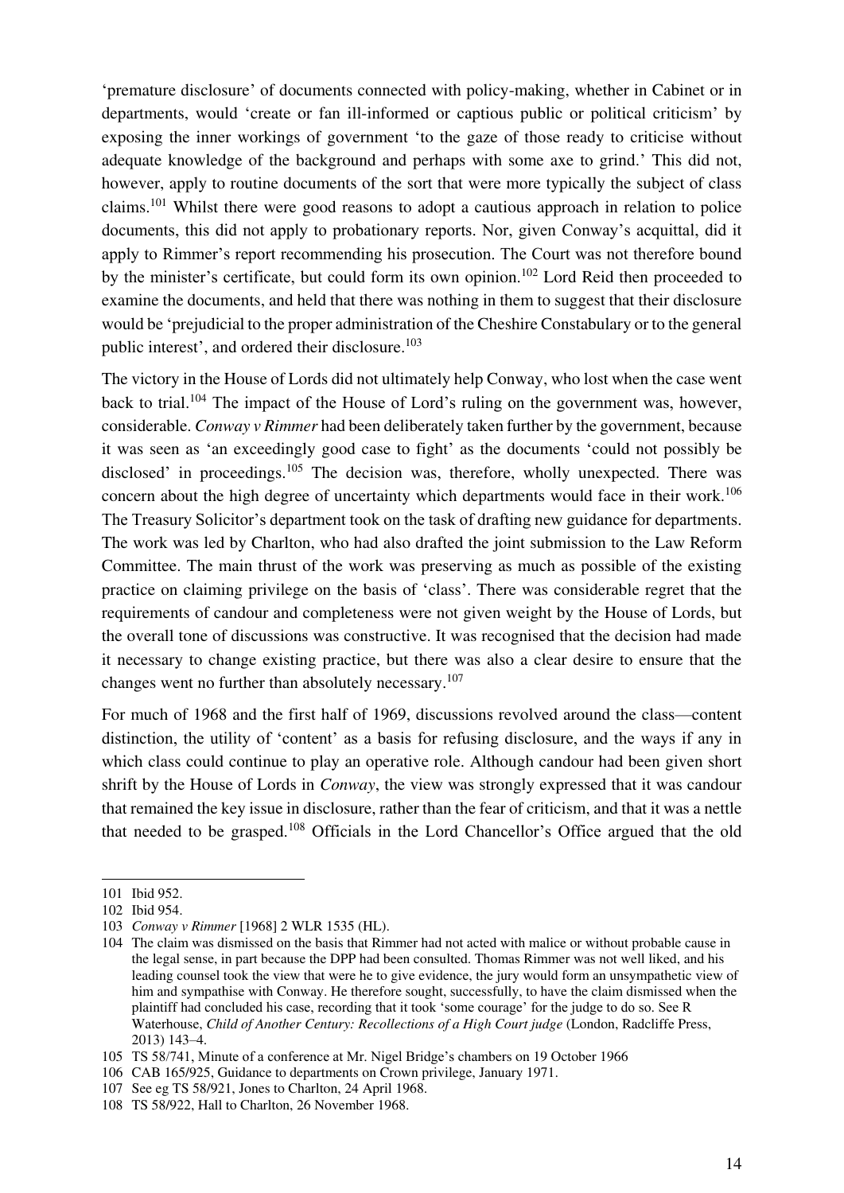'premature disclosure' of documents connected with policy-making, whether in Cabinet or in departments, would 'create or fan ill-informed or captious public or political criticism' by exposing the inner workings of government 'to the gaze of those ready to criticise without adequate knowledge of the background and perhaps with some axe to grind.' This did not, however, apply to routine documents of the sort that were more typically the subject of class claims.[101] Whilst there were good reasons to adopt a cautious approach in relation to police documents, this did not apply to probationary reports. Nor, given Conway's acquittal, did it apply to Rimmer's report recommending his prosecution. The Court was not therefore bound by the minister's certificate, but could form its own opinion.[102] Lord Reid then proceeded to examine the documents, and held that there was nothing in them to suggest that their disclosure would be 'prejudicial to the proper administration of the Cheshire Constabulary or to the general public interest', and ordered their disclosure.[103]

The victory in the House of Lords did not ultimately help Conway, who lost when the case went back to trial.[104] The impact of the House of Lord's ruling on the government was, however, considerable. *Conway v Rimmer* had been deliberately taken further by the government, because it was seen as 'an exceedingly good case to fight' as the documents 'could not possibly be disclosed' in proceedings.[105] The decision was, therefore, wholly unexpected. There was concern about the high degree of uncertainty which departments would face in their work.[106] The Treasury Solicitor's department took on the task of drafting new guidance for departments. The work was led by Charlton, who had also drafted the joint submission to the Law Reform Committee. The main thrust of the work was preserving as much as possible of the existing practice on claiming privilege on the basis of 'class'. There was considerable regret that the requirements of candour and completeness were not given weight by the House of Lords, but the overall tone of discussions was constructive. It was recognised that the decision had made it necessary to change existing practice, but there was also a clear desire to ensure that the changes went no further than absolutely necessary.[107]

For much of 1968 and the first half of 1969, discussions revolved around the class—content distinction, the utility of 'content' as a basis for refusing disclosure, and the ways if any in which class could continue to play an operative role. Although candour had been given short shrift by the House of Lords in *Conway*, the view was strongly expressed that it was candour that remained the key issue in disclosure, rather than the fear of criticism, and that it was a nettle that needed to be grasped.[108] Officials in the Lord Chancellor's Office argued that the old

---

101 Ibid 952.

102 Ibid 954.

103 *Conway v Rimmer* [1968] 2 WLR 1535 (HL).

104 The claim was dismissed on the basis that Rimmer had not acted with malice or without probable cause in the legal sense, in part because the DPP had been consulted. Thomas Rimmer was not well liked, and his leading counsel took the view that were he to give evidence, the jury would form an unsympathetic view of him and sympathise with Conway. He therefore sought, successfully, to have the claim dismissed when the plaintiff had concluded his case, recording that it took 'some courage' for the judge to do so. See R Waterhouse, *Child of Another Century: Recollections of a High Court judge* (London, Radcliffe Press, 2013) 143–4.

105 TS 58/741, Minute of a conference at Mr. Nigel Bridge's chambers on 19 October 1966

106 CAB 165/925, Guidance to departments on Crown privilege, January 1971.

107 See eg TS 58/921, Jones to Charlton, 24 April 1968.

108 TS 58/922, Hall to Charlton, 26 November 1968.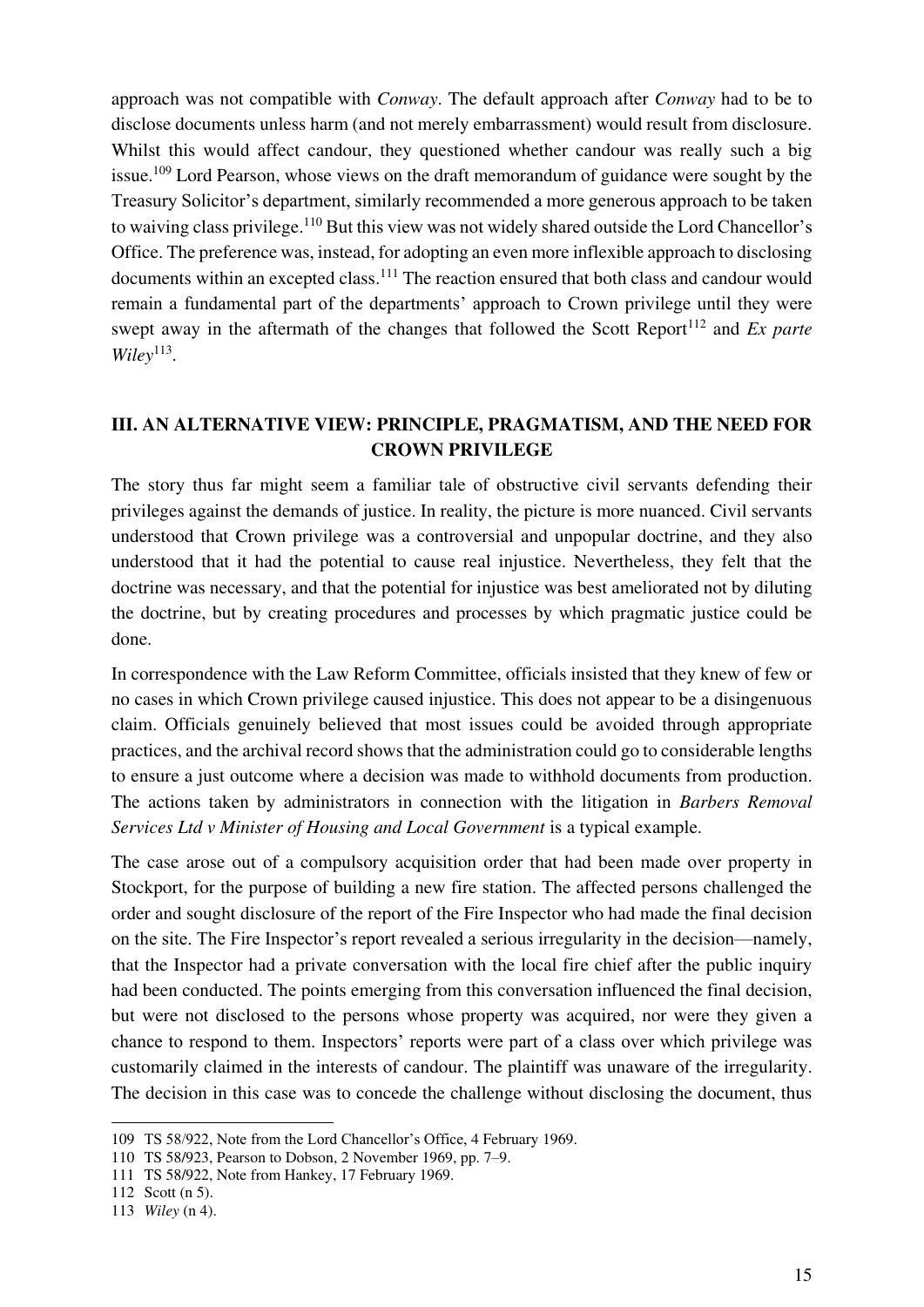approach was not compatible with *Conway*. The default approach after *Conway* had to be to disclose documents unless harm (and not merely embarrassment) would result from disclosure. Whilst this would affect candour, they questioned whether candour was really such a big issue.[109] Lord Pearson, whose views on the draft memorandum of guidance were sought by the Treasury Solicitor's department, similarly recommended a more generous approach to be taken to waiving class privilege.[110] But this view was not widely shared outside the Lord Chancellor's Office. The preference was, instead, for adopting an even more inflexible approach to disclosing documents within an excepted class.[111] The reaction ensured that both class and candour would remain a fundamental part of the departments' approach to Crown privilege until they were swept away in the aftermath of the changes that followed the Scott Report[112] and *Ex parte Wiley*[113].

## III. AN ALTERNATIVE VIEW: PRINCIPLE, PRAGMATISM, AND THE NEED FOR CROWN PRIVILEGE

The story thus far might seem a familiar tale of obstructive civil servants defending their privileges against the demands of justice. In reality, the picture is more nuanced. Civil servants understood that Crown privilege was a controversial and unpopular doctrine, and they also understood that it had the potential to cause real injustice. Nevertheless, they felt that the doctrine was necessary, and that the potential for injustice was best ameliorated not by diluting the doctrine, but by creating procedures and processes by which pragmatic justice could be done.

In correspondence with the Law Reform Committee, officials insisted that they knew of few or no cases in which Crown privilege caused injustice. This does not appear to be a disingenuous claim. Officials genuinely believed that most issues could be avoided through appropriate practices, and the archival record shows that the administration could go to considerable lengths to ensure a just outcome where a decision was made to withhold documents from production. The actions taken by administrators in connection with the litigation in *Barbers Removal Services Ltd v Minister of Housing and Local Government* is a typical example.

The case arose out of a compulsory acquisition order that had been made over property in Stockport, for the purpose of building a new fire station. The affected persons challenged the order and sought disclosure of the report of the Fire Inspector who had made the final decision on the site. The Fire Inspector's report revealed a serious irregularity in the decision—namely, that the Inspector had a private conversation with the local fire chief after the public inquiry had been conducted. The points emerging from this conversation influenced the final decision, but were not disclosed to the persons whose property was acquired, nor were they given a chance to respond to them. Inspectors' reports were part of a class over which privilege was customarily claimed in the interests of candour. The plaintiff was unaware of the irregularity. The decision in this case was to concede the challenge without disclosing the document, thus

---

109 TS 58/922, Note from the Lord Chancellor's Office, 4 February 1969.

110 TS 58/923, Pearson to Dobson, 2 November 1969, pp. 7–9.

111 TS 58/922, Note from Hankey, 17 February 1969.

112 Scott (n 5).

113 *Wiley* (n 4).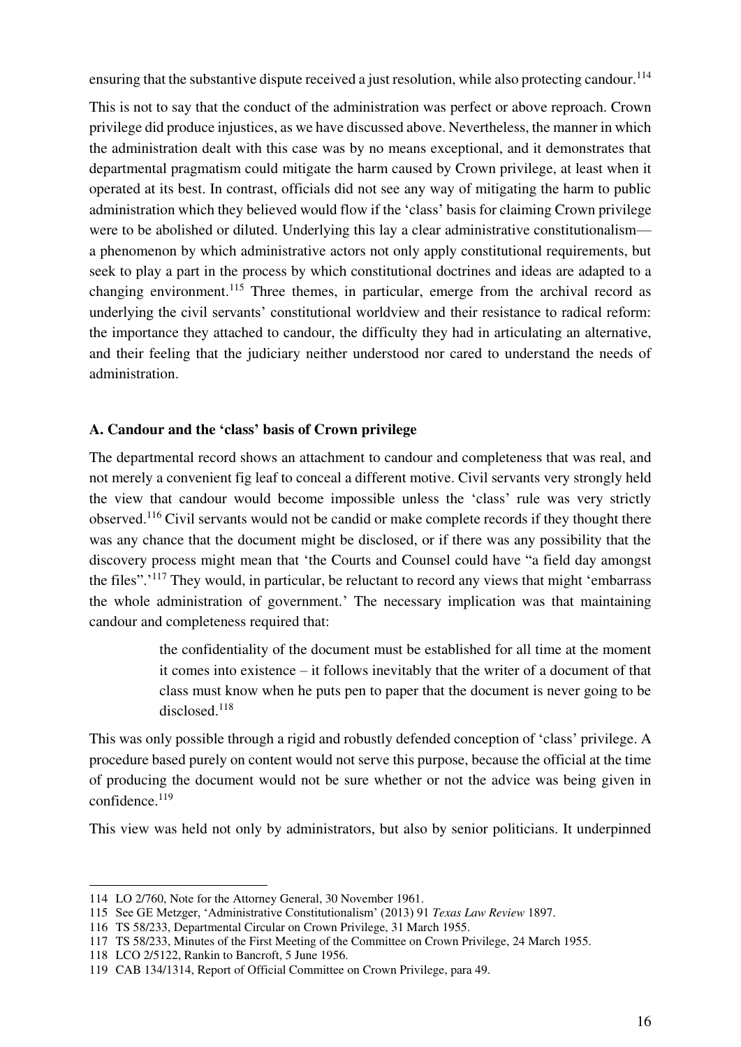ensuring that the substantive dispute received a just resolution, while also protecting candour.[114]

This is not to say that the conduct of the administration was perfect or above reproach. Crown privilege did produce injustices, as we have discussed above. Nevertheless, the manner in which the administration dealt with this case was by no means exceptional, and it demonstrates that departmental pragmatism could mitigate the harm caused by Crown privilege, at least when it operated at its best. In contrast, officials did not see any way of mitigating the harm to public administration which they believed would flow if the 'class' basis for claiming Crown privilege were to be abolished or diluted. Underlying this lay a clear administrative constitutionalism—a phenomenon by which administrative actors not only apply constitutional requirements, but seek to play a part in the process by which constitutional doctrines and ideas are adapted to a changing environment.[115] Three themes, in particular, emerge from the archival record as underlying the civil servants' constitutional worldview and their resistance to radical reform: the importance they attached to candour, the difficulty they had in articulating an alternative, and their feeling that the judiciary neither understood nor cared to understand the needs of administration.

### A. Candour and the 'class' basis of Crown privilege

The departmental record shows an attachment to candour and completeness that was real, and not merely a convenient fig leaf to conceal a different motive. Civil servants very strongly held the view that candour would become impossible unless the 'class' rule was very strictly observed.[116] Civil servants would not be candid or make complete records if they thought there was any chance that the document might be disclosed, or if there was any possibility that the discovery process might mean that 'the Courts and Counsel could have "a field day amongst the files".'[117] They would, in particular, be reluctant to record any views that might 'embarrass the whole administration of government.' The necessary implication was that maintaining candour and completeness required that:

> the confidentiality of the document must be established for all time at the moment it comes into existence – it follows inevitably that the writer of a document of that class must know when he puts pen to paper that the document is never going to be disclosed.[118]

This was only possible through a rigid and robustly defended conception of 'class' privilege. A procedure based purely on content would not serve this purpose, because the official at the time of producing the document would not be sure whether or not the advice was being given in confidence.[119]

This view was held not only by administrators, but also by senior politicians. It underpinned

---

114 LO 2/760, Note for the Attorney General, 30 November 1961.

115 See GE Metzger, 'Administrative Constitutionalism' (2013) 91 *Texas Law Review* 1897.

116 TS 58/233, Departmental Circular on Crown Privilege, 31 March 1955.

117 TS 58/233, Minutes of the First Meeting of the Committee on Crown Privilege, 24 March 1955.

118 LCO 2/5122, Rankin to Bancroft, 5 June 1956.

119 CAB 134/1314, Report of Official Committee on Crown Privilege, para 49.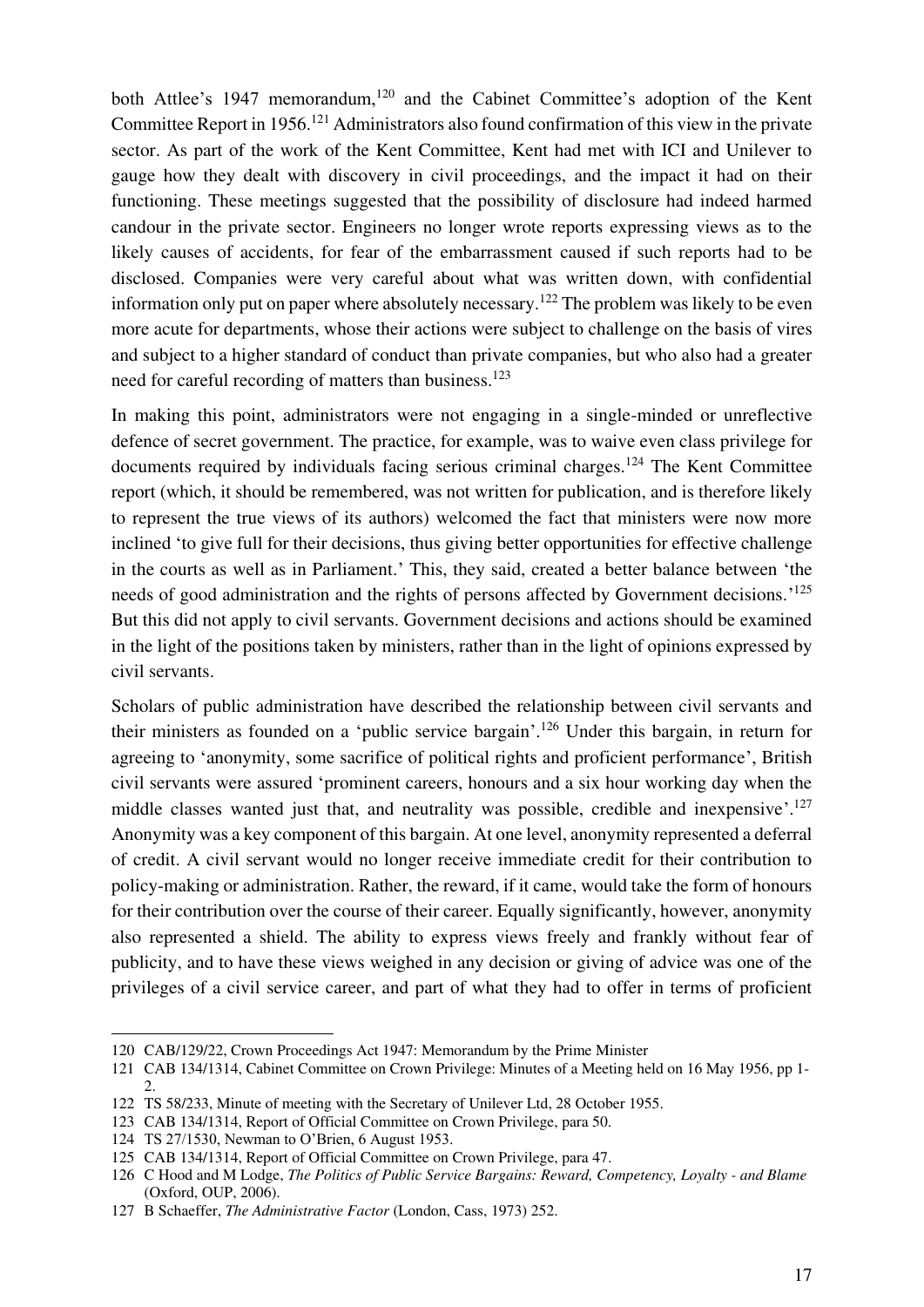both Attlee's 1947 memorandum,[120] and the Cabinet Committee's adoption of the Kent Committee Report in 1956.[121] Administrators also found confirmation of this view in the private sector. As part of the work of the Kent Committee, Kent had met with ICI and Unilever to gauge how they dealt with discovery in civil proceedings, and the impact it had on their functioning. These meetings suggested that the possibility of disclosure had indeed harmed candour in the private sector. Engineers no longer wrote reports expressing views as to the likely causes of accidents, for fear of the embarrassment caused if such reports had to be disclosed. Companies were very careful about what was written down, with confidential information only put on paper where absolutely necessary.[122] The problem was likely to be even more acute for departments, whose their actions were subject to challenge on the basis of vires and subject to a higher standard of conduct than private companies, but who also had a greater need for careful recording of matters than business.[123]

In making this point, administrators were not engaging in a single-minded or unreflective defence of secret government. The practice, for example, was to waive even class privilege for documents required by individuals facing serious criminal charges.[124] The Kent Committee report (which, it should be remembered, was not written for publication, and is therefore likely to represent the true views of its authors) welcomed the fact that ministers were now more inclined 'to give full for their decisions, thus giving better opportunities for effective challenge in the courts as well as in Parliament.' This, they said, created a better balance between 'the needs of good administration and the rights of persons affected by Government decisions.'[125] But this did not apply to civil servants. Government decisions and actions should be examined in the light of the positions taken by ministers, rather than in the light of opinions expressed by civil servants.

Scholars of public administration have described the relationship between civil servants and their ministers as founded on a 'public service bargain'.[126] Under this bargain, in return for agreeing to 'anonymity, some sacrifice of political rights and proficient performance', British civil servants were assured 'prominent careers, honours and a six hour working day when the middle classes wanted just that, and neutrality was possible, credible and inexpensive'.[127] Anonymity was a key component of this bargain. At one level, anonymity represented a deferral of credit. A civil servant would no longer receive immediate credit for their contribution to policy-making or administration. Rather, the reward, if it came, would take the form of honours for their contribution over the course of their career. Equally significantly, however, anonymity also represented a shield. The ability to express views freely and frankly without fear of publicity, and to have these views weighed in any decision or giving of advice was one of the privileges of a civil service career, and part of what they had to offer in terms of proficient

---

120 CAB/129/22, Crown Proceedings Act 1947: Memorandum by the Prime Minister

121 CAB 134/1314, Cabinet Committee on Crown Privilege: Minutes of a Meeting held on 16 May 1956, pp 1-2.

122 TS 58/233, Minute of meeting with the Secretary of Unilever Ltd, 28 October 1955.

123 CAB 134/1314, Report of Official Committee on Crown Privilege, para 50.

124 TS 27/1530, Newman to O'Brien, 6 August 1953.

125 CAB 134/1314, Report of Official Committee on Crown Privilege, para 47.

126 C Hood and M Lodge, *The Politics of Public Service Bargains: Reward, Competency, Loyalty - and Blame* (Oxford, OUP, 2006).

127 B Schaeffer, *The Administrative Factor* (London, Cass, 1973) 252.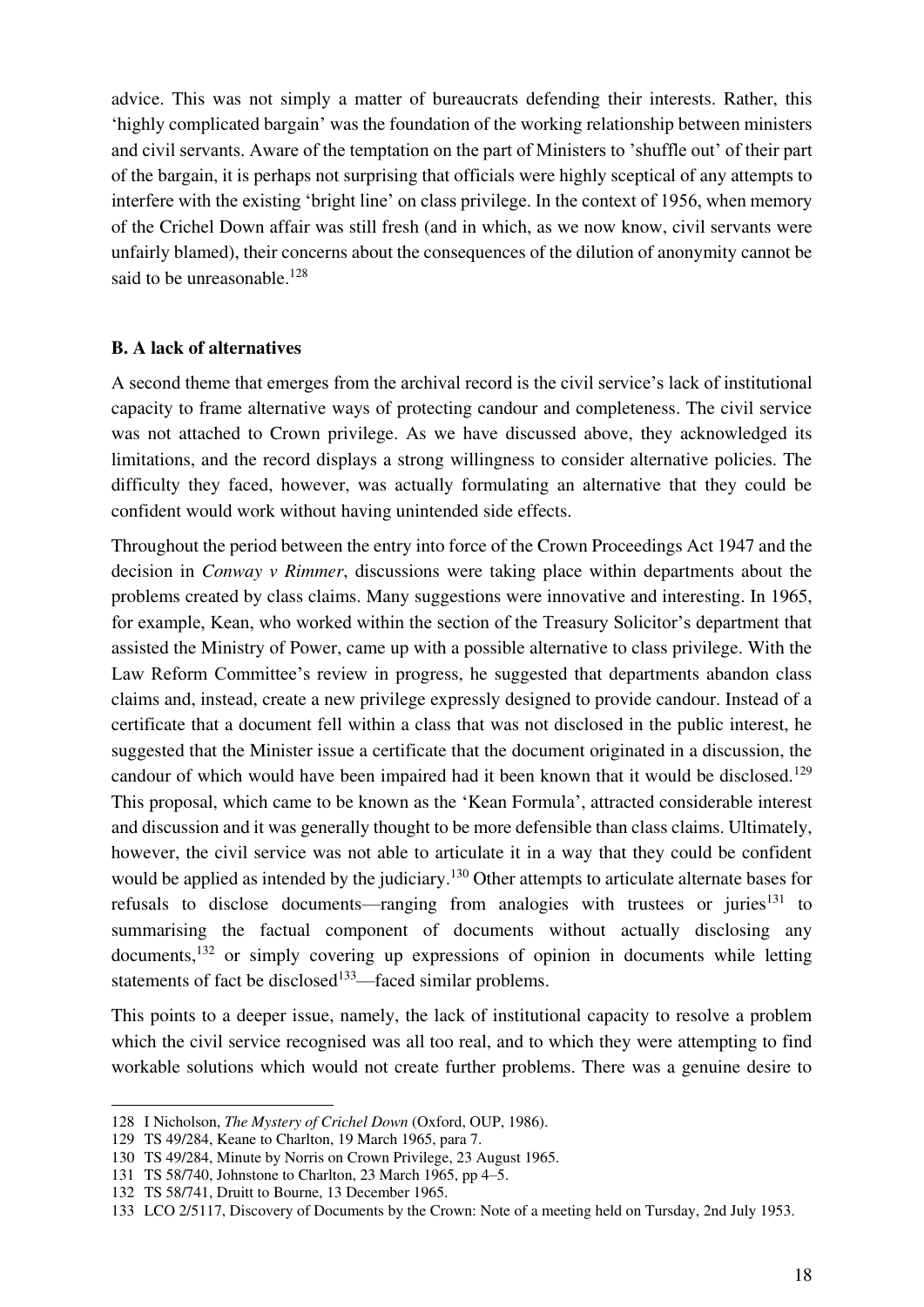advice. This was not simply a matter of bureaucrats defending their interests. Rather, this 'highly complicated bargain' was the foundation of the working relationship between ministers and civil servants. Aware of the temptation on the part of Ministers to 'shuffle out' of their part of the bargain, it is perhaps not surprising that officials were highly sceptical of any attempts to interfere with the existing 'bright line' on class privilege. In the context of 1956, when memory of the Crichel Down affair was still fresh (and in which, as we now know, civil servants were unfairly blamed), their concerns about the consequences of the dilution of anonymity cannot be said to be unreasonable.[128]

**B. A lack of alternatives**

A second theme that emerges from the archival record is the civil service's lack of institutional capacity to frame alternative ways of protecting candour and completeness. The civil service was not attached to Crown privilege. As we have discussed above, they acknowledged its limitations, and the record displays a strong willingness to consider alternative policies. The difficulty they faced, however, was actually formulating an alternative that they could be confident would work without having unintended side effects.

Throughout the period between the entry into force of the Crown Proceedings Act 1947 and the decision in *Conway v Rimmer*, discussions were taking place within departments about the problems created by class claims. Many suggestions were innovative and interesting. In 1965, for example, Kean, who worked within the section of the Treasury Solicitor's department that assisted the Ministry of Power, came up with a possible alternative to class privilege. With the Law Reform Committee's review in progress, he suggested that departments abandon class claims and, instead, create a new privilege expressly designed to provide candour. Instead of a certificate that a document fell within a class that was not disclosed in the public interest, he suggested that the Minister issue a certificate that the document originated in a discussion, the candour of which would have been impaired had it been known that it would be disclosed.[129] This proposal, which came to be known as the 'Kean Formula', attracted considerable interest and discussion and it was generally thought to be more defensible than class claims. Ultimately, however, the civil service was not able to articulate it in a way that they could be confident would be applied as intended by the judiciary.[130] Other attempts to articulate alternate bases for refusals to disclose documents—ranging from analogies with trustees or juries[131] to summarising the factual component of documents without actually disclosing any documents,[132] or simply covering up expressions of opinion in documents while letting statements of fact be disclosed[133]—faced similar problems.

This points to a deeper issue, namely, the lack of institutional capacity to resolve a problem which the civil service recognised was all too real, and to which they were attempting to find workable solutions which would not create further problems. There was a genuine desire to

---

128 I Nicholson, *The Mystery of Crichel Down* (Oxford, OUP, 1986).

129 TS 49/284, Keane to Charlton, 19 March 1965, para 7.

130 TS 49/284, Minute by Norris on Crown Privilege, 23 August 1965.

131 TS 58/740, Johnstone to Charlton, 23 March 1965, pp 4–5.

132 TS 58/741, Druitt to Bourne, 13 December 1965.

133 LCO 2/5117, Discovery of Documents by the Crown: Note of a meeting held on Tuesday, 2nd July 1953.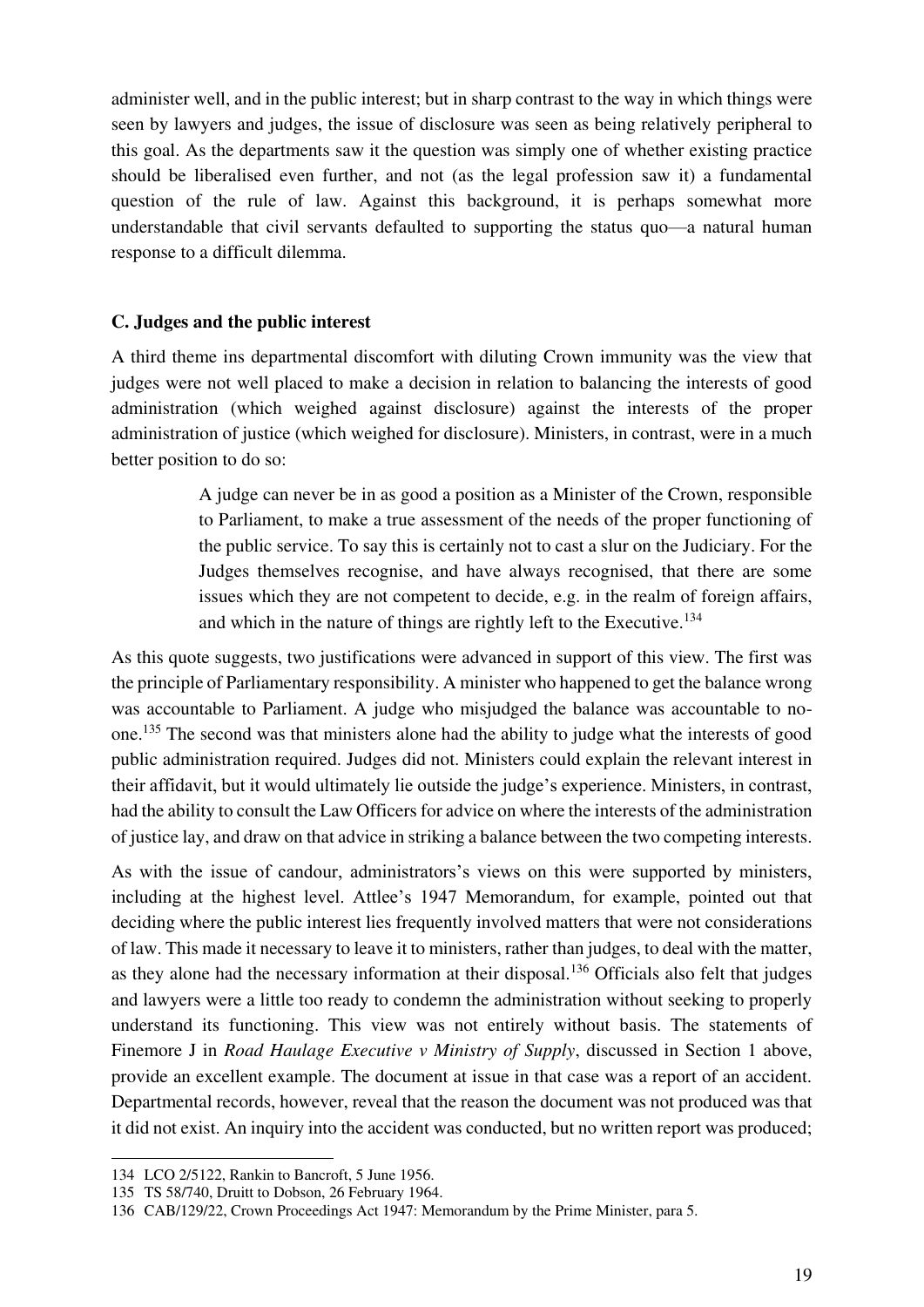administer well, and in the public interest; but in sharp contrast to the way in which things were seen by lawyers and judges, the issue of disclosure was seen as being relatively peripheral to this goal. As the departments saw it the question was simply one of whether existing practice should be liberalised even further, and not (as the legal profession saw it) a fundamental question of the rule of law. Against this background, it is perhaps somewhat more understandable that civil servants defaulted to supporting the status quo—a natural human response to a difficult dilemma.

### C. Judges and the public interest

A third theme ins departmental discomfort with diluting Crown immunity was the view that judges were not well placed to make a decision in relation to balancing the interests of good administration (which weighed against disclosure) against the interests of the proper administration of justice (which weighed for disclosure). Ministers, in contrast, were in a much better position to do so:

> A judge can never be in as good a position as a Minister of the Crown, responsible to Parliament, to make a true assessment of the needs of the proper functioning of the public service. To say this is certainly not to cast a slur on the Judiciary. For the Judges themselves recognise, and have always recognised, that there are some issues which they are not competent to decide, e.g. in the realm of foreign affairs, and which in the nature of things are rightly left to the Executive.[134]

As this quote suggests, two justifications were advanced in support of this view. The first was the principle of Parliamentary responsibility. A minister who happened to get the balance wrong was accountable to Parliament. A judge who misjudged the balance was accountable to no-one.[135] The second was that ministers alone had the ability to judge what the interests of good public administration required. Judges did not. Ministers could explain the relevant interest in their affidavit, but it would ultimately lie outside the judge's experience. Ministers, in contrast, had the ability to consult the Law Officers for advice on where the interests of the administration of justice lay, and draw on that advice in striking a balance between the two competing interests.

As with the issue of candour, administrators's views on this were supported by ministers, including at the highest level. Attlee's 1947 Memorandum, for example, pointed out that deciding where the public interest lies frequently involved matters that were not considerations of law. This made it necessary to leave it to ministers, rather than judges, to deal with the matter, as they alone had the necessary information at their disposal.[136] Officials also felt that judges and lawyers were a little too ready to condemn the administration without seeking to properly understand its functioning. This view was not entirely without basis. The statements of Finemore J in *Road Haulage Executive v Ministry of Supply*, discussed in Section 1 above, provide an excellent example. The document at issue in that case was a report of an accident. Departmental records, however, reveal that the reason the document was not produced was that it did not exist. An inquiry into the accident was conducted, but no written report was produced;

---

134 LCO 2/5122, Rankin to Bancroft, 5 June 1956.

135 TS 58/740, Druitt to Dobson, 26 February 1964.

136 CAB/129/22, Crown Proceedings Act 1947: Memorandum by the Prime Minister, para 5.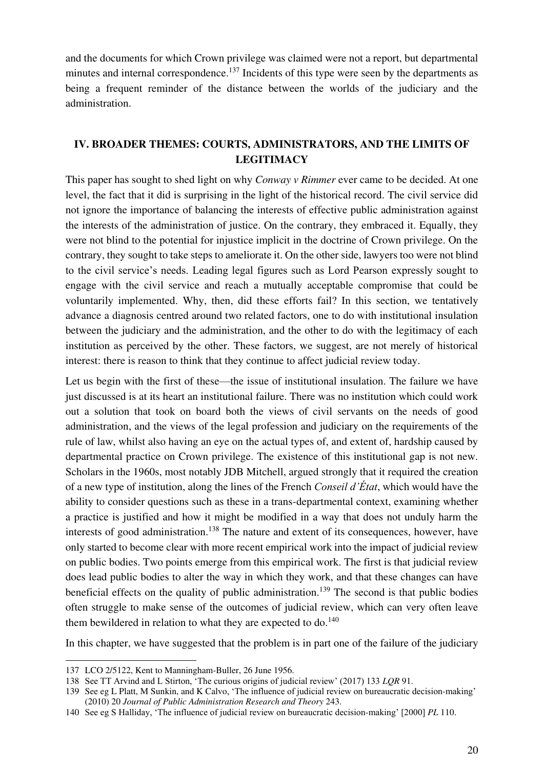and the documents for which Crown privilege was claimed were not a report, but departmental minutes and internal correspondence.[137] Incidents of this type were seen by the departments as being a frequent reminder of the distance between the worlds of the judiciary and the administration.

## IV. BROADER THEMES: COURTS, ADMINISTRATORS, AND THE LIMITS OF LEGITIMACY

This paper has sought to shed light on why *Conway v Rimmer* ever came to be decided. At one level, the fact that it did is surprising in the light of the historical record. The civil service did not ignore the importance of balancing the interests of effective public administration against the interests of the administration of justice. On the contrary, they embraced it. Equally, they were not blind to the potential for injustice implicit in the doctrine of Crown privilege. On the contrary, they sought to take steps to ameliorate it. On the other side, lawyers too were not blind to the civil service's needs. Leading legal figures such as Lord Pearson expressly sought to engage with the civil service and reach a mutually acceptable compromise that could be voluntarily implemented. Why, then, did these efforts fail? In this section, we tentatively advance a diagnosis centred around two related factors, one to do with institutional insulation between the judiciary and the administration, and the other to do with the legitimacy of each institution as perceived by the other. These factors, we suggest, are not merely of historical interest: there is reason to think that they continue to affect judicial review today.

Let us begin with the first of these—the issue of institutional insulation. The failure we have just discussed is at its heart an institutional failure. There was no institution which could work out a solution that took on board both the views of civil servants on the needs of good administration, and the views of the legal profession and judiciary on the requirements of the rule of law, whilst also having an eye on the actual types of, and extent of, hardship caused by departmental practice on Crown privilege. The existence of this institutional gap is not new. Scholars in the 1960s, most notably JDB Mitchell, argued strongly that it required the creation of a new type of institution, along the lines of the French *Conseil d'État*, which would have the ability to consider questions such as these in a trans-departmental context, examining whether a practice is justified and how it might be modified in a way that does not unduly harm the interests of good administration.[138] The nature and extent of its consequences, however, have only started to become clear with more recent empirical work into the impact of judicial review on public bodies. Two points emerge from this empirical work. The first is that judicial review does lead public bodies to alter the way in which they work, and that these changes can have beneficial effects on the quality of public administration.[139] The second is that public bodies often struggle to make sense of the outcomes of judicial review, which can very often leave them bewildered in relation to what they are expected to do.[140]

In this chapter, we have suggested that the problem is in part one of the failure of the judiciary

---

137 LCO 2/5122, Kent to Manningham-Buller, 26 June 1956.

138 See TT Arvind and L Stirton, 'The curious origins of judicial review' (2017) 133 *LQR* 91.

139 See eg L Platt, M Sunkin, and K Calvo, 'The influence of judicial review on bureaucratic decision-making' (2010) 20 *Journal of Public Administration Research and Theory* 243.

140 See eg S Halliday, 'The influence of judicial review on bureaucratic decision-making' [2000] *PL* 110.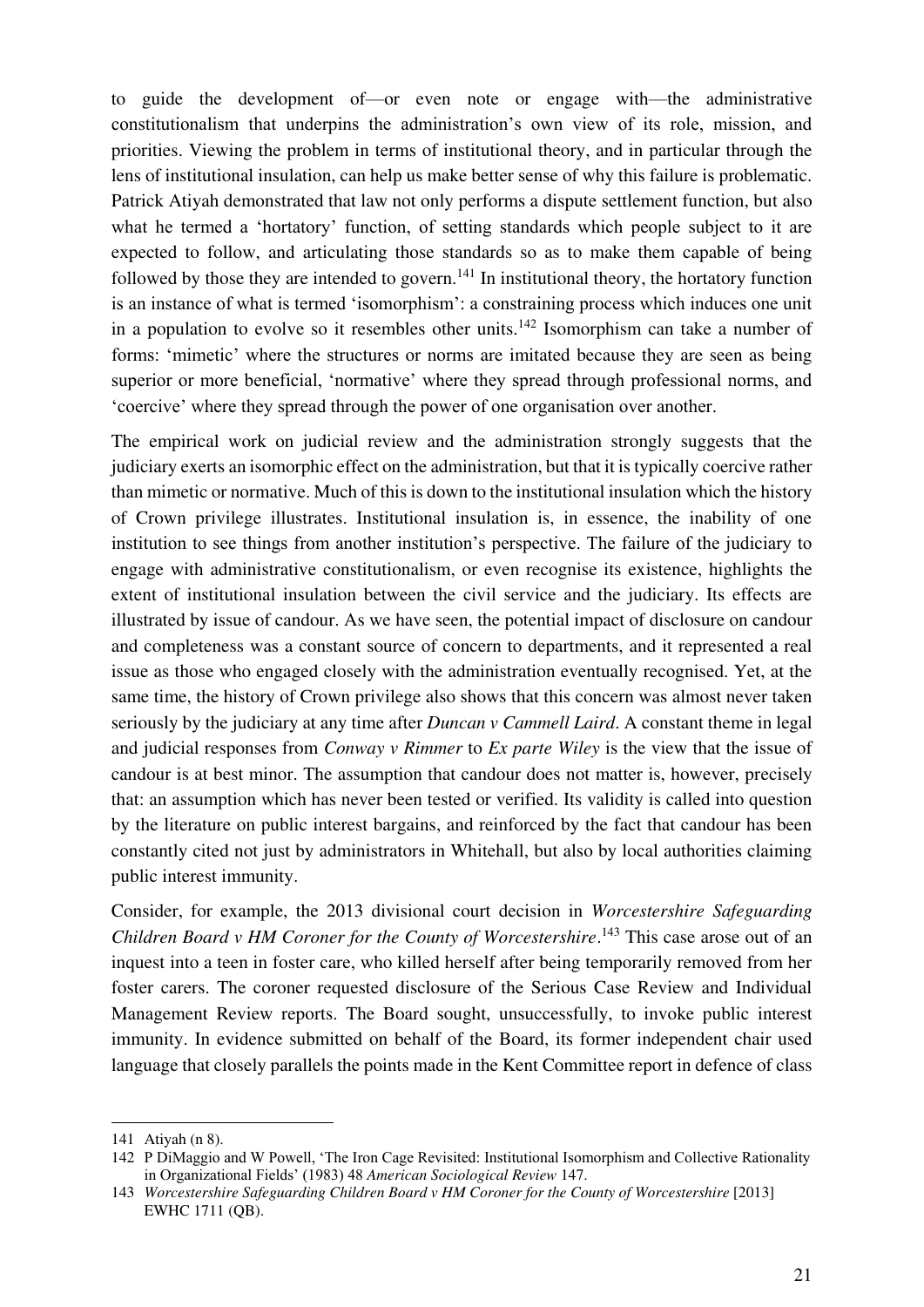to guide the development of—or even note or engage with—the administrative constitutionalism that underpins the administration's own view of its role, mission, and priorities. Viewing the problem in terms of institutional theory, and in particular through the lens of institutional insulation, can help us make better sense of why this failure is problematic. Patrick Atiyah demonstrated that law not only performs a dispute settlement function, but also what he termed a 'hortatory' function, of setting standards which people subject to it are expected to follow, and articulating those standards so as to make them capable of being followed by those they are intended to govern.[141] In institutional theory, the hortatory function is an instance of what is termed 'isomorphism': a constraining process which induces one unit in a population to evolve so it resembles other units.[142] Isomorphism can take a number of forms: 'mimetic' where the structures or norms are imitated because they are seen as being superior or more beneficial, 'normative' where they spread through professional norms, and 'coercive' where they spread through the power of one organisation over another.

The empirical work on judicial review and the administration strongly suggests that the judiciary exerts an isomorphic effect on the administration, but that it is typically coercive rather than mimetic or normative. Much of this is down to the institutional insulation which the history of Crown privilege illustrates. Institutional insulation is, in essence, the inability of one institution to see things from another institution's perspective. The failure of the judiciary to engage with administrative constitutionalism, or even recognise its existence, highlights the extent of institutional insulation between the civil service and the judiciary. Its effects are illustrated by issue of candour. As we have seen, the potential impact of disclosure on candour and completeness was a constant source of concern to departments, and it represented a real issue as those who engaged closely with the administration eventually recognised. Yet, at the same time, the history of Crown privilege also shows that this concern was almost never taken seriously by the judiciary at any time after *Duncan v Cammell Laird*. A constant theme in legal and judicial responses from *Conway v Rimmer* to *Ex parte Wiley* is the view that the issue of candour is at best minor. The assumption that candour does not matter is, however, precisely that: an assumption which has never been tested or verified. Its validity is called into question by the literature on public interest bargains, and reinforced by the fact that candour has been constantly cited not just by administrators in Whitehall, but also by local authorities claiming public interest immunity.

Consider, for example, the 2013 divisional court decision in *Worcestershire Safeguarding Children Board v HM Coroner for the County of Worcestershire*.[143] This case arose out of an inquest into a teen in foster care, who killed herself after being temporarily removed from her foster carers. The coroner requested disclosure of the Serious Case Review and Individual Management Review reports. The Board sought, unsuccessfully, to invoke public interest immunity. In evidence submitted on behalf of the Board, its former independent chair used language that closely parallels the points made in the Kent Committee report in defence of class

---

141 Atiyah (n 8).

142 P DiMaggio and W Powell, 'The Iron Cage Revisited: Institutional Isomorphism and Collective Rationality in Organizational Fields' (1983) 48 *American Sociological Review* 147.

143 *Worcestershire Safeguarding Children Board v HM Coroner for the County of Worcestershire* [2013] EWHC 1711 (QB).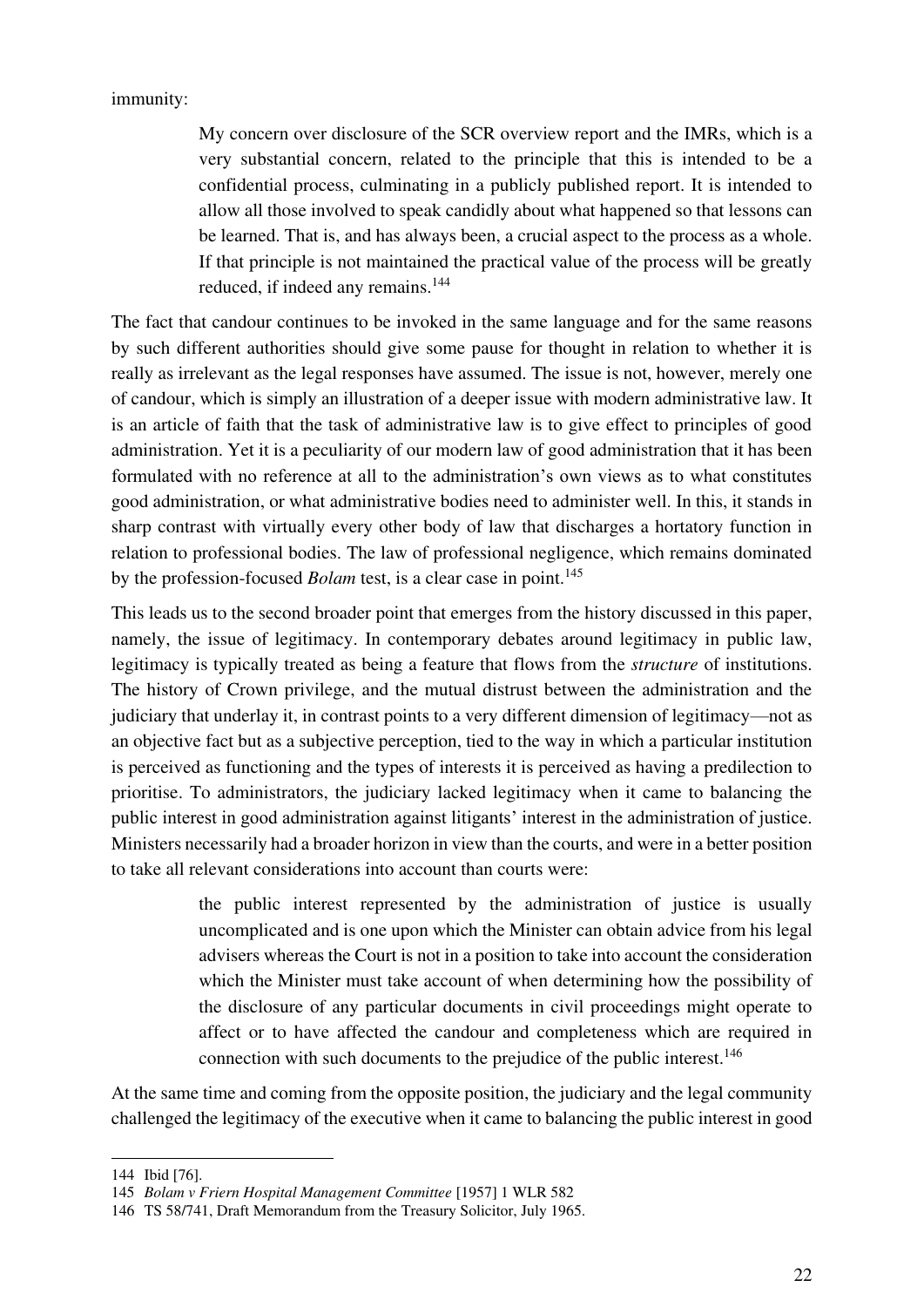immunity:

> My concern over disclosure of the SCR overview report and the IMRs, which is a very substantial concern, related to the principle that this is intended to be a confidential process, culminating in a publicly published report. It is intended to allow all those involved to speak candidly about what happened so that lessons can be learned. That is, and has always been, a crucial aspect to the process as a whole. If that principle is not maintained the practical value of the process will be greatly reduced, if indeed any remains.[144]

The fact that candour continues to be invoked in the same language and for the same reasons by such different authorities should give some pause for thought in relation to whether it is really as irrelevant as the legal responses have assumed. The issue is not, however, merely one of candour, which is simply an illustration of a deeper issue with modern administrative law. It is an article of faith that the task of administrative law is to give effect to principles of good administration. Yet it is a peculiarity of our modern law of good administration that it has been formulated with no reference at all to the administration's own views as to what constitutes good administration, or what administrative bodies need to administer well. In this, it stands in sharp contrast with virtually every other body of law that discharges a hortatory function in relation to professional bodies. The law of professional negligence, which remains dominated by the profession-focused *Bolam* test, is a clear case in point.[145]

This leads us to the second broader point that emerges from the history discussed in this paper, namely, the issue of legitimacy. In contemporary debates around legitimacy in public law, legitimacy is typically treated as being a feature that flows from the *structure* of institutions. The history of Crown privilege, and the mutual distrust between the administration and the judiciary that underlay it, in contrast points to a very different dimension of legitimacy—not as an objective fact but as a subjective perception, tied to the way in which a particular institution is perceived as functioning and the types of interests it is perceived as having a predilection to prioritise. To administrators, the judiciary lacked legitimacy when it came to balancing the public interest in good administration against litigants' interest in the administration of justice. Ministers necessarily had a broader horizon in view than the courts, and were in a better position to take all relevant considerations into account than courts were:

> the public interest represented by the administration of justice is usually uncomplicated and is one upon which the Minister can obtain advice from his legal advisers whereas the Court is not in a position to take into account the consideration which the Minister must take account of when determining how the possibility of the disclosure of any particular documents in civil proceedings might operate to affect or to have affected the candour and completeness which are required in connection with such documents to the prejudice of the public interest.[146]

At the same time and coming from the opposite position, the judiciary and the legal community challenged the legitimacy of the executive when it came to balancing the public interest in good

---

144 Ibid [76].

145 *Bolam v Friern Hospital Management Committee* [1957] 1 WLR 582

146 TS 58/741, Draft Memorandum from the Treasury Solicitor, July 1965.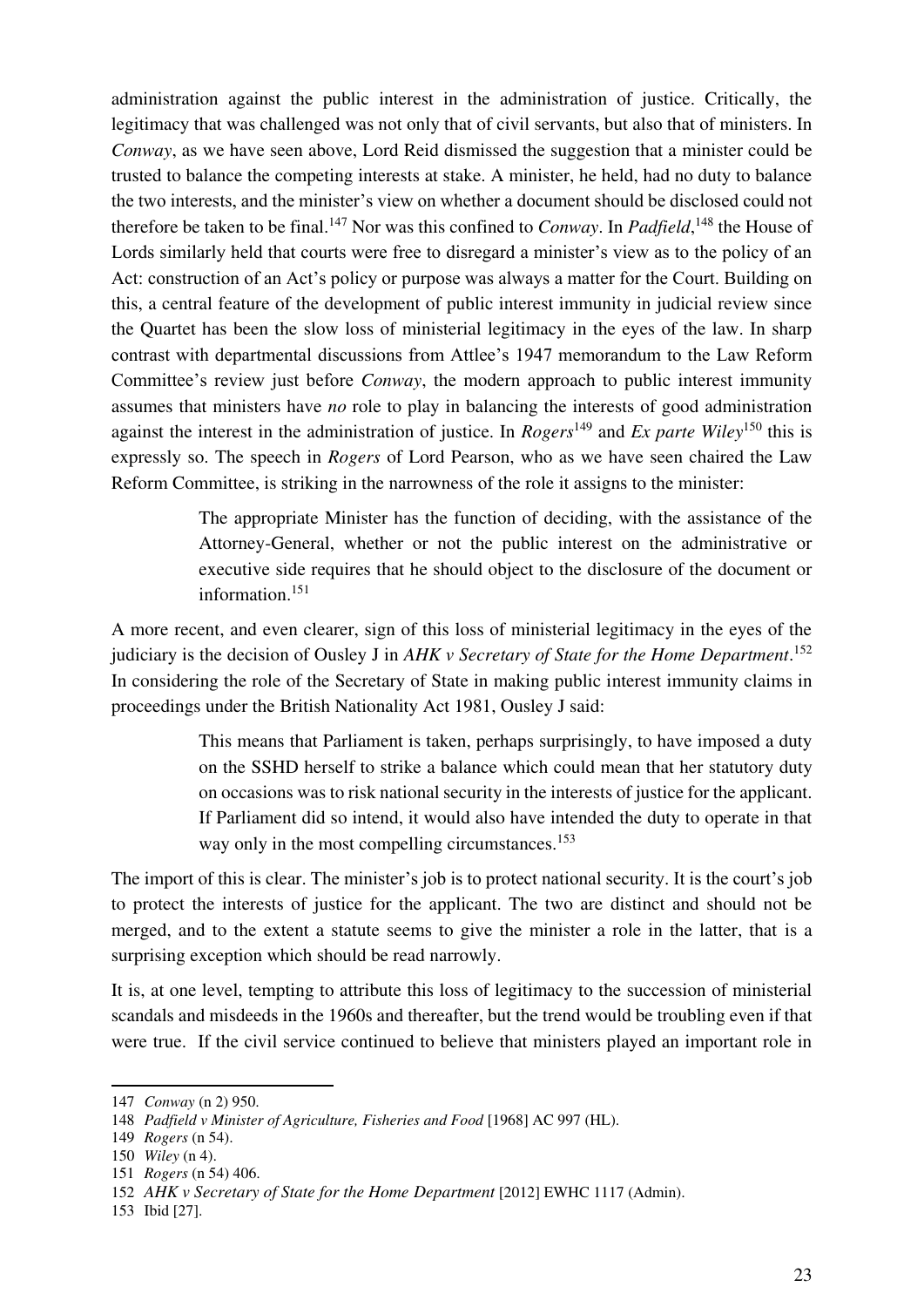administration against the public interest in the administration of justice. Critically, the legitimacy that was challenged was not only that of civil servants, but also that of ministers. In *Conway*, as we have seen above, Lord Reid dismissed the suggestion that a minister could be trusted to balance the competing interests at stake. A minister, he held, had no duty to balance the two interests, and the minister's view on whether a document should be disclosed could not therefore be taken to be final.[147] Nor was this confined to *Conway*. In *Padfield*,[148] the House of Lords similarly held that courts were free to disregard a minister's view as to the policy of an Act: construction of an Act's policy or purpose was always a matter for the Court. Building on this, a central feature of the development of public interest immunity in judicial review since the Quartet has been the slow loss of ministerial legitimacy in the eyes of the law. In sharp contrast with departmental discussions from Attlee's 1947 memorandum to the Law Reform Committee's review just before *Conway*, the modern approach to public interest immunity assumes that ministers have *no* role to play in balancing the interests of good administration against the interest in the administration of justice. In *Rogers*[149] and *Ex parte Wiley*[150] this is expressly so. The speech in *Rogers* of Lord Pearson, who as we have seen chaired the Law Reform Committee, is striking in the narrowness of the role it assigns to the minister:

> The appropriate Minister has the function of deciding, with the assistance of the Attorney-General, whether or not the public interest on the administrative or executive side requires that he should object to the disclosure of the document or information.[151]

A more recent, and even clearer, sign of this loss of ministerial legitimacy in the eyes of the judiciary is the decision of Ousley J in *AHK v Secretary of State for the Home Department*.[152] In considering the role of the Secretary of State in making public interest immunity claims in proceedings under the British Nationality Act 1981, Ousley J said:

> This means that Parliament is taken, perhaps surprisingly, to have imposed a duty on the SSHD herself to strike a balance which could mean that her statutory duty on occasions was to risk national security in the interests of justice for the applicant. If Parliament did so intend, it would also have intended the duty to operate in that way only in the most compelling circumstances.[153]

The import of this is clear. The minister's job is to protect national security. It is the court's job to protect the interests of justice for the applicant. The two are distinct and should not be merged, and to the extent a statute seems to give the minister a role in the latter, that is a surprising exception which should be read narrowly.

It is, at one level, tempting to attribute this loss of legitimacy to the succession of ministerial scandals and misdeeds in the 1960s and thereafter, but the trend would be troubling even if that were true. If the civil service continued to believe that ministers played an important role in

---

147 *Conway* (n 2) 950.

148 *Padfield v Minister of Agriculture, Fisheries and Food* [1968] AC 997 (HL).

149 *Rogers* (n 54).

150 *Wiley* (n 4).

151 *Rogers* (n 54) 406.

152 *AHK v Secretary of State for the Home Department* [2012] EWHC 1117 (Admin).

153 Ibid [27].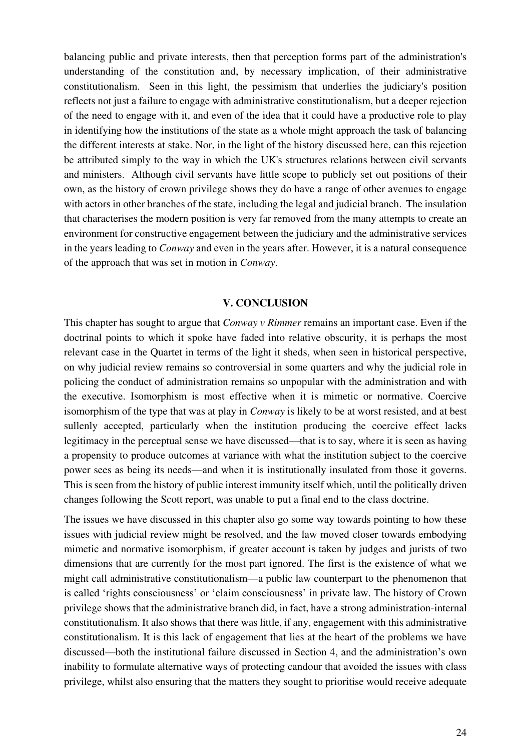balancing public and private interests, then that perception forms part of the administration's understanding of the constitution and, by necessary implication, of their administrative constitutionalism. Seen in this light, the pessimism that underlies the judiciary's position reflects not just a failure to engage with administrative constitutionalism, but a deeper rejection of the need to engage with it, and even of the idea that it could have a productive role to play in identifying how the institutions of the state as a whole might approach the task of balancing the different interests at stake. Nor, in the light of the history discussed here, can this rejection be attributed simply to the way in which the UK's structures relations between civil servants and ministers. Although civil servants have little scope to publicly set out positions of their own, as the history of crown privilege shows they do have a range of other avenues to engage with actors in other branches of the state, including the legal and judicial branch. The insulation that characterises the modern position is very far removed from the many attempts to create an environment for constructive engagement between the judiciary and the administrative services in the years leading to *Conway* and even in the years after. However, it is a natural consequence of the approach that was set in motion in *Conway*.

## V. CONCLUSION

This chapter has sought to argue that *Conway v Rimmer* remains an important case. Even if the doctrinal points to which it spoke have faded into relative obscurity, it is perhaps the most relevant case in the Quartet in terms of the light it sheds, when seen in historical perspective, on why judicial review remains so controversial in some quarters and why the judicial role in policing the conduct of administration remains so unpopular with the administration and with the executive. Isomorphism is most effective when it is mimetic or normative. Coercive isomorphism of the type that was at play in *Conway* is likely to be at worst resisted, and at best sullenly accepted, particularly when the institution producing the coercive effect lacks legitimacy in the perceptual sense we have discussed—that is to say, where it is seen as having a propensity to produce outcomes at variance with what the institution subject to the coercive power sees as being its needs—and when it is institutionally insulated from those it governs. This is seen from the history of public interest immunity itself which, until the politically driven changes following the Scott report, was unable to put a final end to the class doctrine.

The issues we have discussed in this chapter also go some way towards pointing to how these issues with judicial review might be resolved, and the law moved closer towards embodying mimetic and normative isomorphism, if greater account is taken by judges and jurists of two dimensions that are currently for the most part ignored. The first is the existence of what we might call administrative constitutionalism—a public law counterpart to the phenomenon that is called 'rights consciousness' or 'claim consciousness' in private law. The history of Crown privilege shows that the administrative branch did, in fact, have a strong administration-internal constitutionalism. It also shows that there was little, if any, engagement with this administrative constitutionalism. It is this lack of engagement that lies at the heart of the problems we have discussed—both the institutional failure discussed in Section 4, and the administration's own inability to formulate alternative ways of protecting candour that avoided the issues with class privilege, whilst also ensuring that the matters they sought to prioritise would receive adequate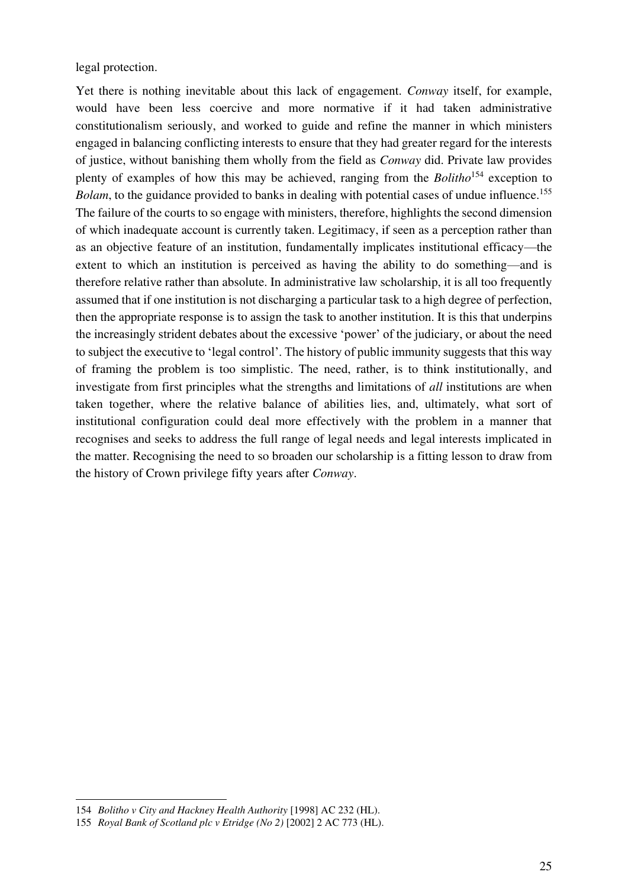legal protection.

Yet there is nothing inevitable about this lack of engagement. *Conway* itself, for example, would have been less coercive and more normative if it had taken administrative constitutionalism seriously, and worked to guide and refine the manner in which ministers engaged in balancing conflicting interests to ensure that they had greater regard for the interests of justice, without banishing them wholly from the field as *Conway* did. Private law provides plenty of examples of how this may be achieved, ranging from the *Bolitho*[154] exception to *Bolam*, to the guidance provided to banks in dealing with potential cases of undue influence.[155] The failure of the courts to so engage with ministers, therefore, highlights the second dimension of which inadequate account is currently taken. Legitimacy, if seen as a perception rather than as an objective feature of an institution, fundamentally implicates institutional efficacy—the extent to which an institution is perceived as having the ability to do something—and is therefore relative rather than absolute. In administrative law scholarship, it is all too frequently assumed that if one institution is not discharging a particular task to a high degree of perfection, then the appropriate response is to assign the task to another institution. It is this that underpins the increasingly strident debates about the excessive 'power' of the judiciary, or about the need to subject the executive to 'legal control'. The history of public immunity suggests that this way of framing the problem is too simplistic. The need, rather, is to think institutionally, and investigate from first principles what the strengths and limitations of *all* institutions are when taken together, where the relative balance of abilities lies, and, ultimately, what sort of institutional configuration could deal more effectively with the problem in a manner that recognises and seeks to address the full range of legal needs and legal interests implicated in the matter. Recognising the need to so broaden our scholarship is a fitting lesson to draw from the history of Crown privilege fifty years after *Conway*.

---

154 *Bolitho v City and Hackney Health Authority* [1998] AC 232 (HL).

155 *Royal Bank of Scotland plc v Etridge (No 2)* [2002] 2 AC 773 (HL).